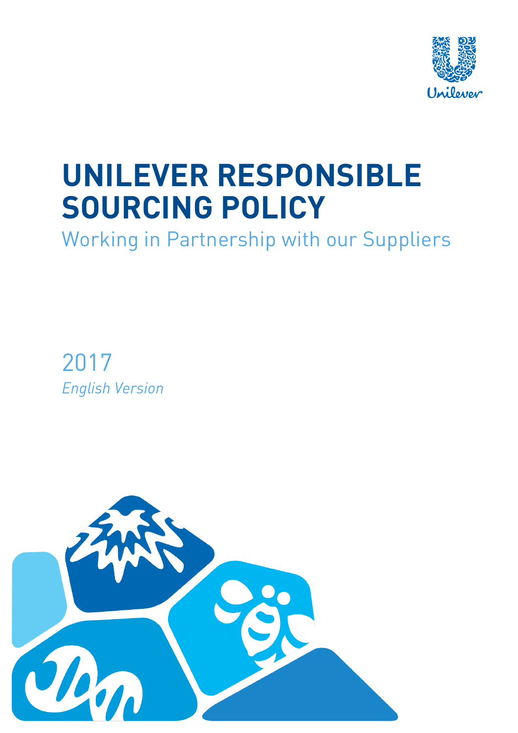# UNILEVER RESPONSIBLE SOURCING POLICY

Working in Partnership with our Suppliers

2017

*English Version*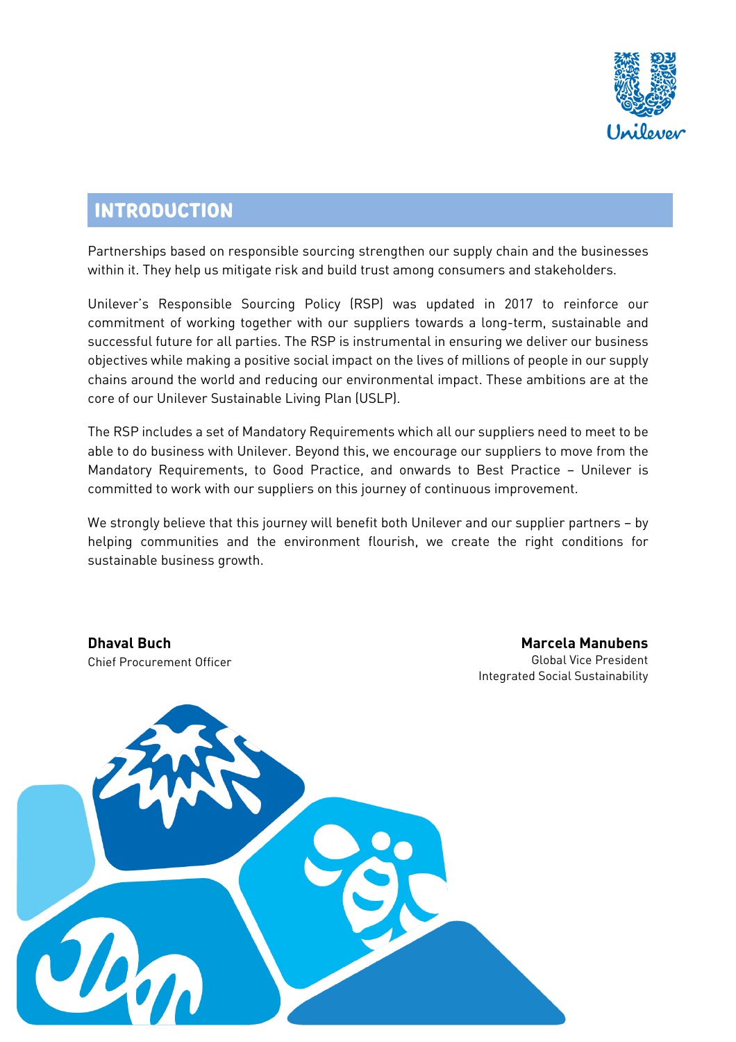## INTRODUCTION

Partnerships based on responsible sourcing strengthen our supply chain and the businesses within it. They help us mitigate risk and build trust among consumers and stakeholders.

Unilever's Responsible Sourcing Policy (RSP) was updated in 2017 to reinforce our commitment of working together with our suppliers towards a long-term, sustainable and successful future for all parties. The RSP is instrumental in ensuring we deliver our business objectives while making a positive social impact on the lives of millions of people in our supply chains around the world and reducing our environmental impact. These ambitions are at the core of our Unilever Sustainable Living Plan (USLP).

The RSP includes a set of Mandatory Requirements which all our suppliers need to meet to be able to do business with Unilever. Beyond this, we encourage our suppliers to move from the Mandatory Requirements, to Good Practice, and onwards to Best Practice – Unilever is committed to work with our suppliers on this journey of continuous improvement.

We strongly believe that this journey will benefit both Unilever and our supplier partners – by helping communities and the environment flourish, we create the right conditions for sustainable business growth.

**Dhaval Buch**
Chief Procurement Officer

**Marcela Manubens**
Global Vice President
Integrated Social Sustainability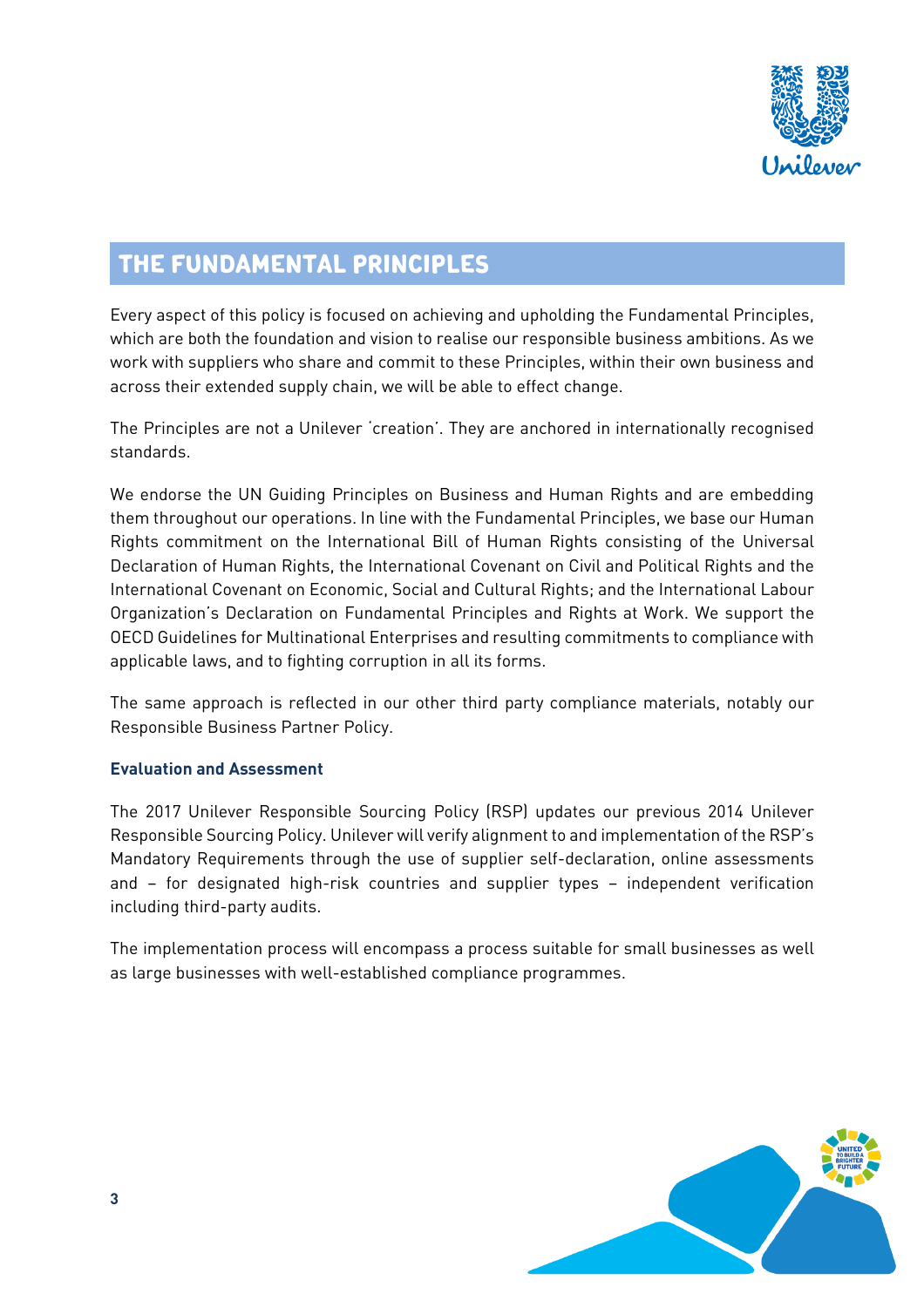# THE FUNDAMENTAL PRINCIPLES

Every aspect of this policy is focused on achieving and upholding the Fundamental Principles, which are both the foundation and vision to realise our responsible business ambitions. As we work with suppliers who share and commit to these Principles, within their own business and across their extended supply chain, we will be able to effect change.

The Principles are not a Unilever 'creation'. They are anchored in internationally recognised standards.

We endorse the UN Guiding Principles on Business and Human Rights and are embedding them throughout our operations. In line with the Fundamental Principles, we base our Human Rights commitment on the International Bill of Human Rights consisting of the Universal Declaration of Human Rights, the International Covenant on Civil and Political Rights and the International Covenant on Economic, Social and Cultural Rights; and the International Labour Organization's Declaration on Fundamental Principles and Rights at Work. We support the OECD Guidelines for Multinational Enterprises and resulting commitments to compliance with applicable laws, and to fighting corruption in all its forms.

The same approach is reflected in our other third party compliance materials, notably our Responsible Business Partner Policy.

**Evaluation and Assessment**

The 2017 Unilever Responsible Sourcing Policy (RSP) updates our previous 2014 Unilever Responsible Sourcing Policy. Unilever will verify alignment to and implementation of the RSP's Mandatory Requirements through the use of supplier self-declaration, online assessments and – for designated high-risk countries and supplier types – independent verification including third-party audits.

The implementation process will encompass a process suitable for small businesses as well as large businesses with well-established compliance programmes.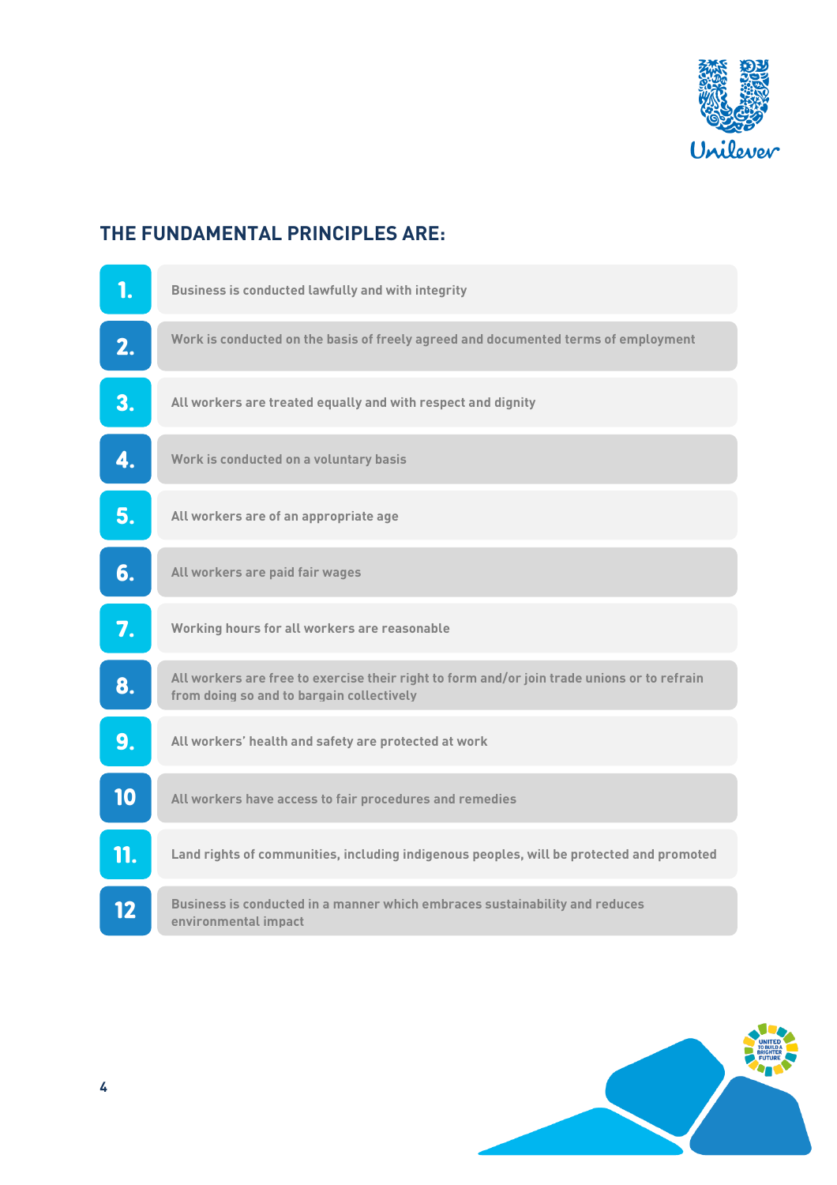## THE FUNDAMENTAL PRINCIPLES ARE:

1. Business is conducted lawfully and with integrity
2. Work is conducted on the basis of freely agreed and documented terms of employment
3. All workers are treated equally and with respect and dignity
4. Work is conducted on a voluntary basis
5. All workers are of an appropriate age
6. All workers are paid fair wages
7. Working hours for all workers are reasonable
8. All workers are free to exercise their right to form and/or join trade unions or to refrain from doing so and to bargain collectively
9. All workers' health and safety are protected at work
10. All workers have access to fair procedures and remedies
11. Land rights of communities, including indigenous peoples, will be protected and promoted
12. Business is conducted in a manner which embraces sustainability and reduces environmental impact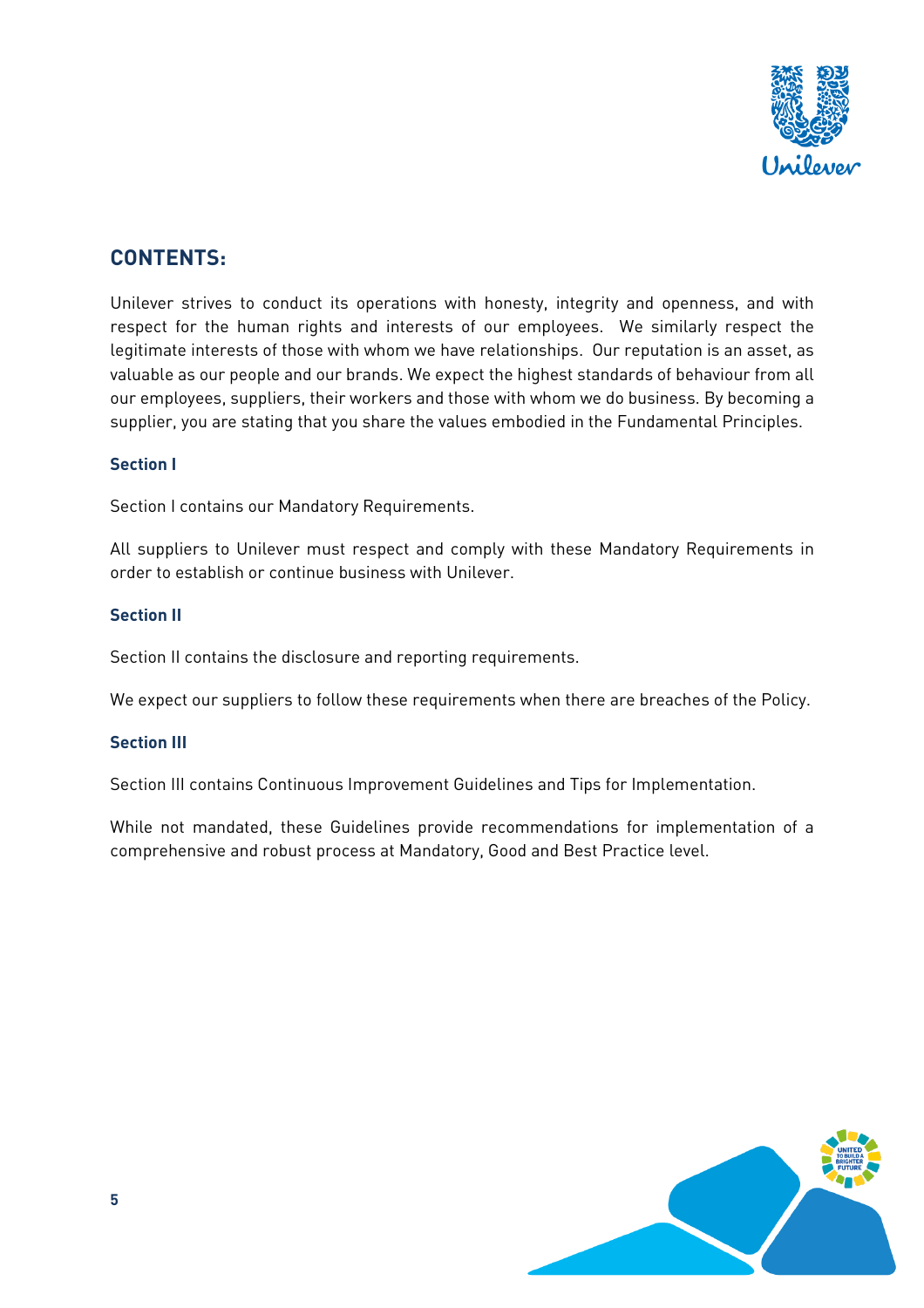## CONTENTS:

Unilever strives to conduct its operations with honesty, integrity and openness, and with respect for the human rights and interests of our employees. We similarly respect the legitimate interests of those with whom we have relationships. Our reputation is an asset, as valuable as our people and our brands. We expect the highest standards of behaviour from all our employees, suppliers, their workers and those with whom we do business. By becoming a supplier, you are stating that you share the values embodied in the Fundamental Principles.

### Section I

Section I contains our Mandatory Requirements.

All suppliers to Unilever must respect and comply with these Mandatory Requirements in order to establish or continue business with Unilever.

### Section II

Section II contains the disclosure and reporting requirements.

We expect our suppliers to follow these requirements when there are breaches of the Policy.

### Section III

Section III contains Continuous Improvement Guidelines and Tips for Implementation.

While not mandated, these Guidelines provide recommendations for implementation of a comprehensive and robust process at Mandatory, Good and Best Practice level.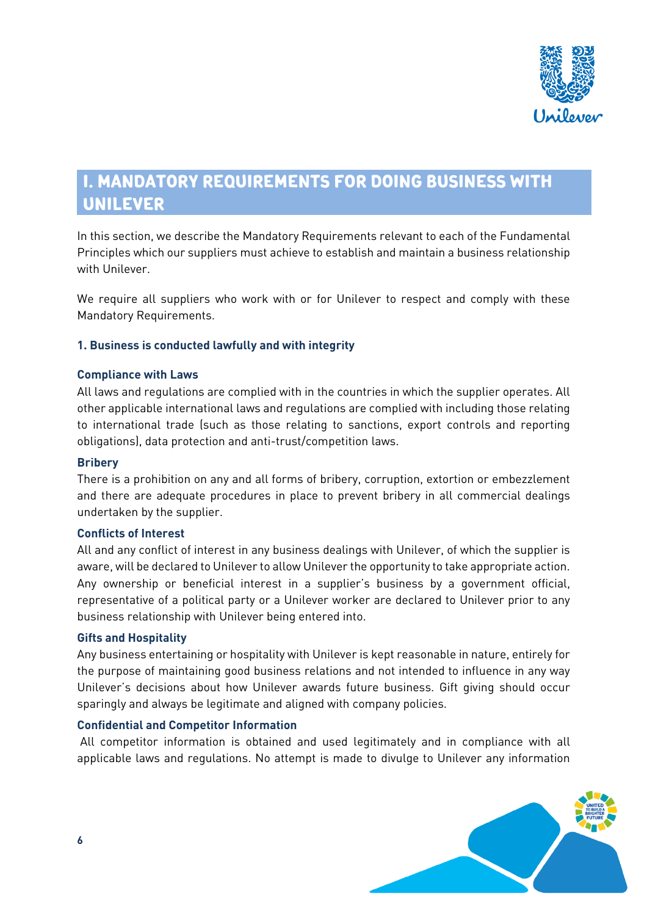# I. MANDATORY REQUIREMENTS FOR DOING BUSINESS WITH UNILEVER

In this section, we describe the Mandatory Requirements relevant to each of the Fundamental Principles which our suppliers must achieve to establish and maintain a business relationship with Unilever.

We require all suppliers who work with or for Unilever to respect and comply with these Mandatory Requirements.

### 1. Business is conducted lawfully and with integrity

#### Compliance with Laws

All laws and regulations are complied with in the countries in which the supplier operates. All other applicable international laws and regulations are complied with including those relating to international trade (such as those relating to sanctions, export controls and reporting obligations), data protection and anti-trust/competition laws.

#### Bribery

There is a prohibition on any and all forms of bribery, corruption, extortion or embezzlement and there are adequate procedures in place to prevent bribery in all commercial dealings undertaken by the supplier.

#### Conflicts of Interest

All and any conflict of interest in any business dealings with Unilever, of which the supplier is aware, will be declared to Unilever to allow Unilever the opportunity to take appropriate action. Any ownership or beneficial interest in a supplier's business by a government official, representative of a political party or a Unilever worker are declared to Unilever prior to any business relationship with Unilever being entered into.

#### Gifts and Hospitality

Any business entertaining or hospitality with Unilever is kept reasonable in nature, entirely for the purpose of maintaining good business relations and not intended to influence in any way Unilever's decisions about how Unilever awards future business. Gift giving should occur sparingly and always be legitimate and aligned with company policies.

#### Confidential and Competitor Information

All competitor information is obtained and used legitimately and in compliance with all applicable laws and regulations. No attempt is made to divulge to Unilever any information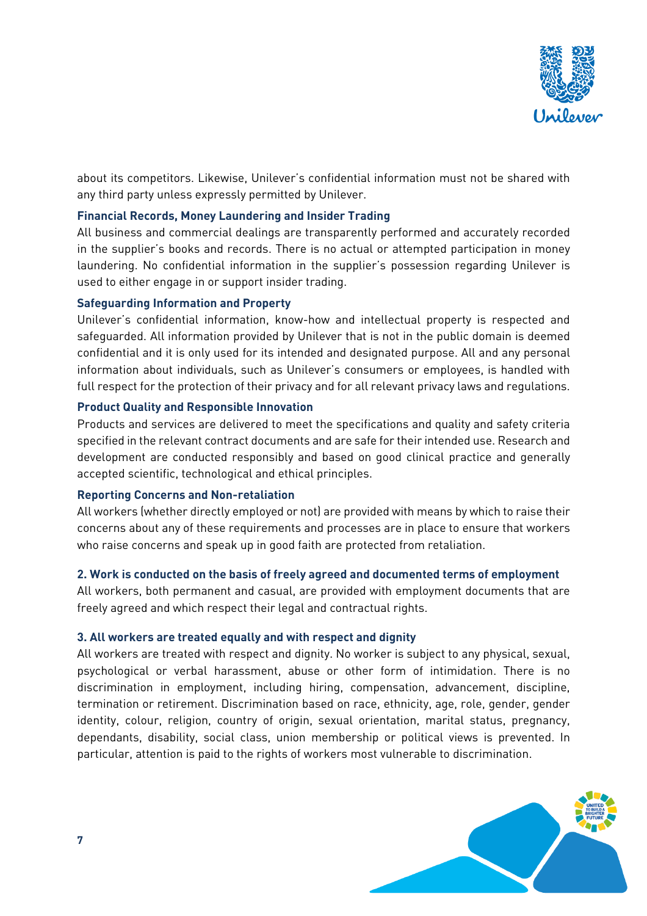about its competitors. Likewise, Unilever's confidential information must not be shared with any third party unless expressly permitted by Unilever.

**Financial Records, Money Laundering and Insider Trading**

All business and commercial dealings are transparently performed and accurately recorded in the supplier's books and records. There is no actual or attempted participation in money laundering. No confidential information in the supplier's possession regarding Unilever is used to either engage in or support insider trading.

**Safeguarding Information and Property**

Unilever's confidential information, know-how and intellectual property is respected and safeguarded. All information provided by Unilever that is not in the public domain is deemed confidential and it is only used for its intended and designated purpose. All and any personal information about individuals, such as Unilever's consumers or employees, is handled with full respect for the protection of their privacy and for all relevant privacy laws and regulations.

**Product Quality and Responsible Innovation**

Products and services are delivered to meet the specifications and quality and safety criteria specified in the relevant contract documents and are safe for their intended use. Research and development are conducted responsibly and based on good clinical practice and generally accepted scientific, technological and ethical principles.

**Reporting Concerns and Non-retaliation**

All workers (whether directly employed or not) are provided with means by which to raise their concerns about any of these requirements and processes are in place to ensure that workers who raise concerns and speak up in good faith are protected from retaliation.

### 2. Work is conducted on the basis of freely agreed and documented terms of employment

All workers, both permanent and casual, are provided with employment documents that are freely agreed and which respect their legal and contractual rights.

### 3. All workers are treated equally and with respect and dignity

All workers are treated with respect and dignity. No worker is subject to any physical, sexual, psychological or verbal harassment, abuse or other form of intimidation. There is no discrimination in employment, including hiring, compensation, advancement, discipline, termination or retirement. Discrimination based on race, ethnicity, age, role, gender, gender identity, colour, religion, country of origin, sexual orientation, marital status, pregnancy, dependants, disability, social class, union membership or political views is prevented. In particular, attention is paid to the rights of workers most vulnerable to discrimination.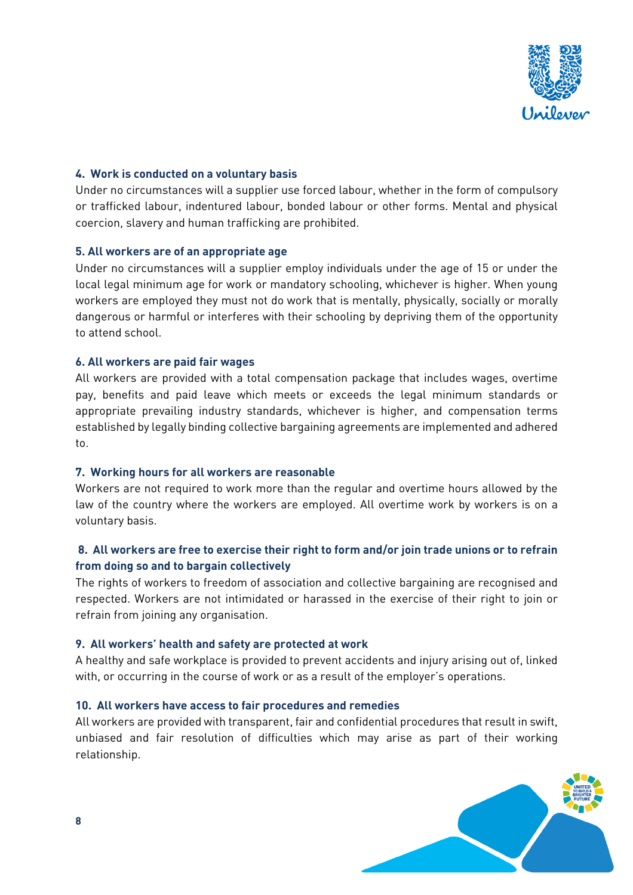#### 4. Work is conducted on a voluntary basis

Under no circumstances will a supplier use forced labour, whether in the form of compulsory or trafficked labour, indentured labour, bonded labour or other forms. Mental and physical coercion, slavery and human trafficking are prohibited.

#### 5. All workers are of an appropriate age

Under no circumstances will a supplier employ individuals under the age of 15 or under the local legal minimum age for work or mandatory schooling, whichever is higher. When young workers are employed they must not do work that is mentally, physically, socially or morally dangerous or harmful or interferes with their schooling by depriving them of the opportunity to attend school.

#### 6. All workers are paid fair wages

All workers are provided with a total compensation package that includes wages, overtime pay, benefits and paid leave which meets or exceeds the legal minimum standards or appropriate prevailing industry standards, whichever is higher, and compensation terms established by legally binding collective bargaining agreements are implemented and adhered to.

#### 7. Working hours for all workers are reasonable

Workers are not required to work more than the regular and overtime hours allowed by the law of the country where the workers are employed. All overtime work by workers is on a voluntary basis.

#### 8. All workers are free to exercise their right to form and/or join trade unions or to refrain from doing so and to bargain collectively

The rights of workers to freedom of association and collective bargaining are recognised and respected. Workers are not intimidated or harassed in the exercise of their right to join or refrain from joining any organisation.

#### 9. All workers' health and safety are protected at work

A healthy and safe workplace is provided to prevent accidents and injury arising out of, linked with, or occurring in the course of work or as a result of the employer's operations.

#### 10. All workers have access to fair procedures and remedies

All workers are provided with transparent, fair and confidential procedures that result in swift, unbiased and fair resolution of difficulties which may arise as part of their working relationship.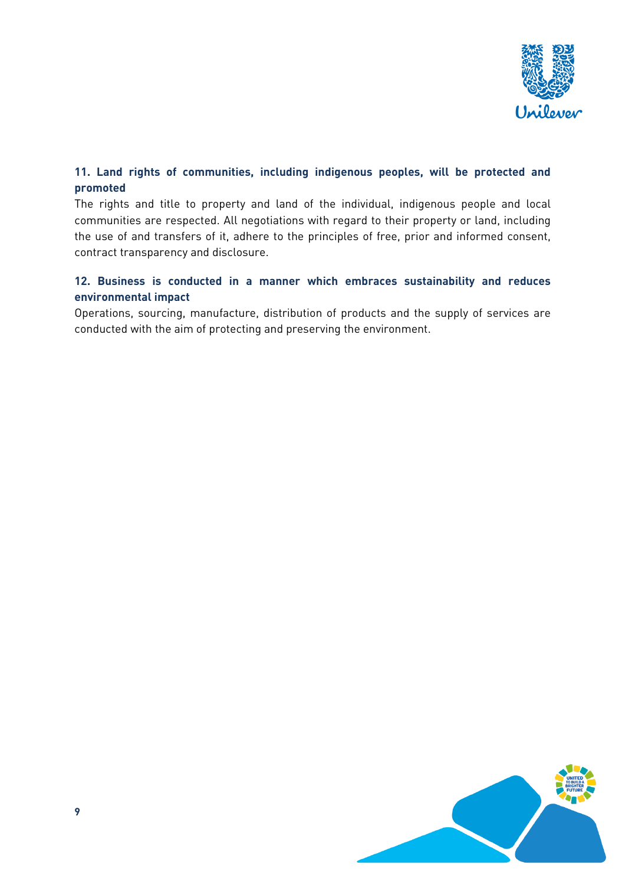**11. Land rights of communities, including indigenous peoples, will be protected and promoted**

The rights and title to property and land of the individual, indigenous people and local communities are respected. All negotiations with regard to their property or land, including the use of and transfers of it, adhere to the principles of free, prior and informed consent, contract transparency and disclosure.

**12. Business is conducted in a manner which embraces sustainability and reduces environmental impact**

Operations, sourcing, manufacture, distribution of products and the supply of services are conducted with the aim of protecting and preserving the environment.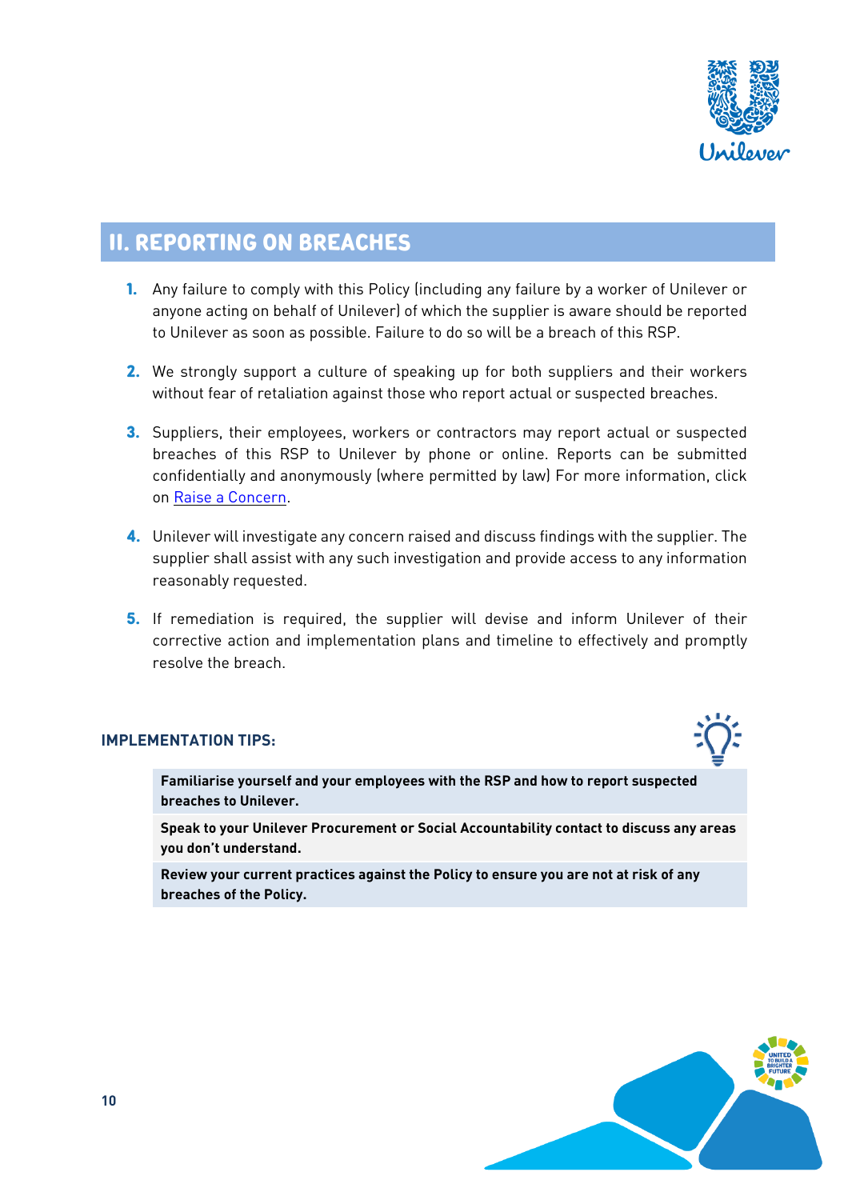## II. REPORTING ON BREACHES

1. Any failure to comply with this Policy (including any failure by a worker of Unilever or anyone acting on behalf of Unilever) of which the supplier is aware should be reported to Unilever as soon as possible. Failure to do so will be a breach of this RSP.

2. We strongly support a culture of speaking up for both suppliers and their workers without fear of retaliation against those who report actual or suspected breaches.

3. Suppliers, their employees, workers or contractors may report actual or suspected breaches of this RSP to Unilever by phone or online. Reports can be submitted confidentially and anonymously (where permitted by law) For more information, click on Raise a Concern.

4. Unilever will investigate any concern raised and discuss findings with the supplier. The supplier shall assist with any such investigation and provide access to any information reasonably requested.

5. If remediation is required, the supplier will devise and inform Unilever of their corrective action and implementation plans and timeline to effectively and promptly resolve the breach.

**IMPLEMENTATION TIPS:**

**Familiarise yourself and your employees with the RSP and how to report suspected breaches to Unilever.**

**Speak to your Unilever Procurement or Social Accountability contact to discuss any areas you don't understand.**

**Review your current practices against the Policy to ensure you are not at risk of any breaches of the Policy.**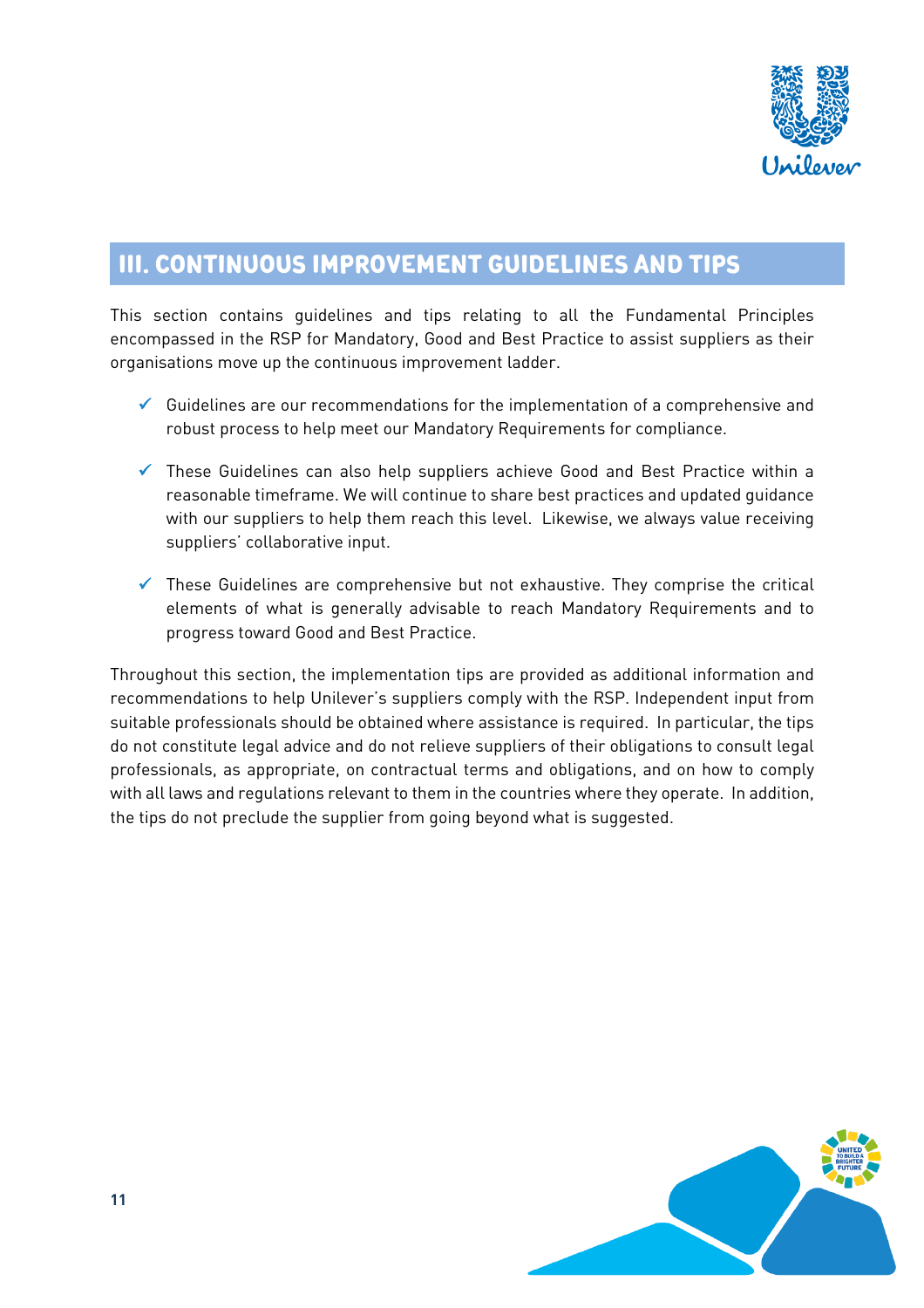## III. CONTINUOUS IMPROVEMENT GUIDELINES AND TIPS

This section contains guidelines and tips relating to all the Fundamental Principles encompassed in the RSP for Mandatory, Good and Best Practice to assist suppliers as their organisations move up the continuous improvement ladder.

- ✓ Guidelines are our recommendations for the implementation of a comprehensive and robust process to help meet our Mandatory Requirements for compliance.
- ✓ These Guidelines can also help suppliers achieve Good and Best Practice within a reasonable timeframe. We will continue to share best practices and updated guidance with our suppliers to help them reach this level. Likewise, we always value receiving suppliers' collaborative input.
- ✓ These Guidelines are comprehensive but not exhaustive. They comprise the critical elements of what is generally advisable to reach Mandatory Requirements and to progress toward Good and Best Practice.

Throughout this section, the implementation tips are provided as additional information and recommendations to help Unilever's suppliers comply with the RSP. Independent input from suitable professionals should be obtained where assistance is required. In particular, the tips do not constitute legal advice and do not relieve suppliers of their obligations to consult legal professionals, as appropriate, on contractual terms and obligations, and on how to comply with all laws and regulations relevant to them in the countries where they operate. In addition, the tips do not preclude the supplier from going beyond what is suggested.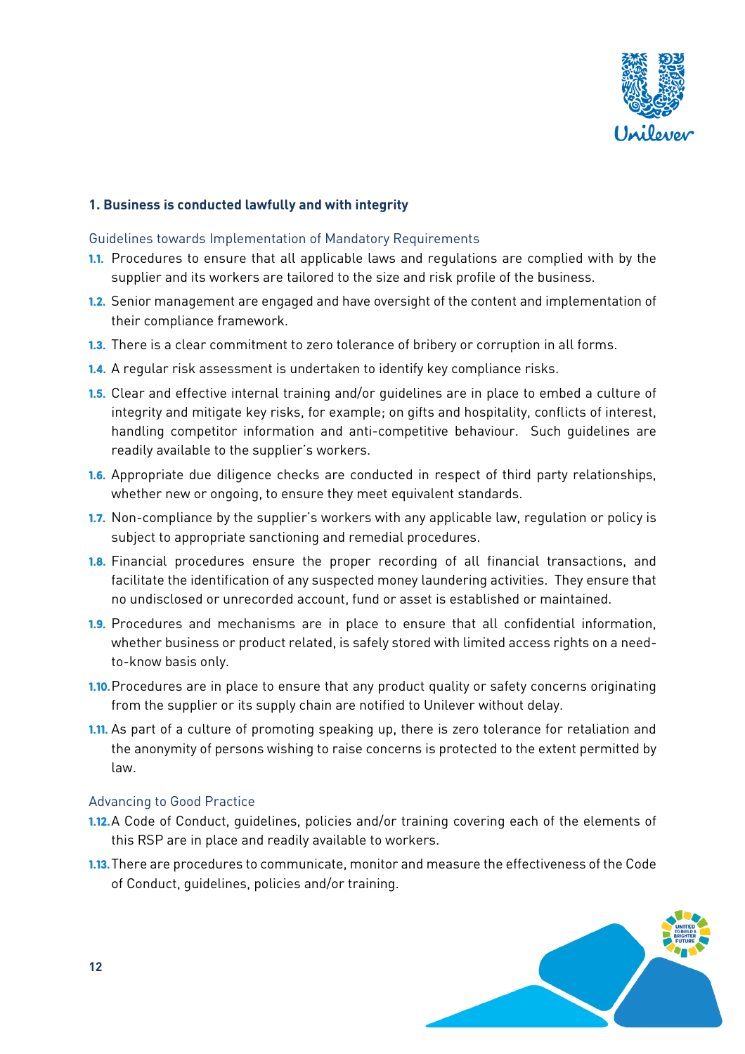### 1. Business is conducted lawfully and with integrity

#### Guidelines towards Implementation of Mandatory Requirements

**1.1.** Procedures to ensure that all applicable laws and regulations are complied with by the supplier and its workers are tailored to the size and risk profile of the business.

**1.2.** Senior management are engaged and have oversight of the content and implementation of their compliance framework.

**1.3.** There is a clear commitment to zero tolerance of bribery or corruption in all forms.

**1.4.** A regular risk assessment is undertaken to identify key compliance risks.

**1.5.** Clear and effective internal training and/or guidelines are in place to embed a culture of integrity and mitigate key risks, for example; on gifts and hospitality, conflicts of interest, handling competitor information and anti-competitive behaviour. Such guidelines are readily available to the supplier's workers.

**1.6.** Appropriate due diligence checks are conducted in respect of third party relationships, whether new or ongoing, to ensure they meet equivalent standards.

**1.7.** Non-compliance by the supplier's workers with any applicable law, regulation or policy is subject to appropriate sanctioning and remedial procedures.

**1.8.** Financial procedures ensure the proper recording of all financial transactions, and facilitate the identification of any suspected money laundering activities. They ensure that no undisclosed or unrecorded account, fund or asset is established or maintained.

**1.9.** Procedures and mechanisms are in place to ensure that all confidential information, whether business or product related, is safely stored with limited access rights on a need-to-know basis only.

**1.10.** Procedures are in place to ensure that any product quality or safety concerns originating from the supplier or its supply chain are notified to Unilever without delay.

**1.11.** As part of a culture of promoting speaking up, there is zero tolerance for retaliation and the anonymity of persons wishing to raise concerns is protected to the extent permitted by law.

#### Advancing to Good Practice

**1.12.** A Code of Conduct, guidelines, policies and/or training covering each of the elements of this RSP are in place and readily available to workers.

**1.13.** There are procedures to communicate, monitor and measure the effectiveness of the Code of Conduct, guidelines, policies and/or training.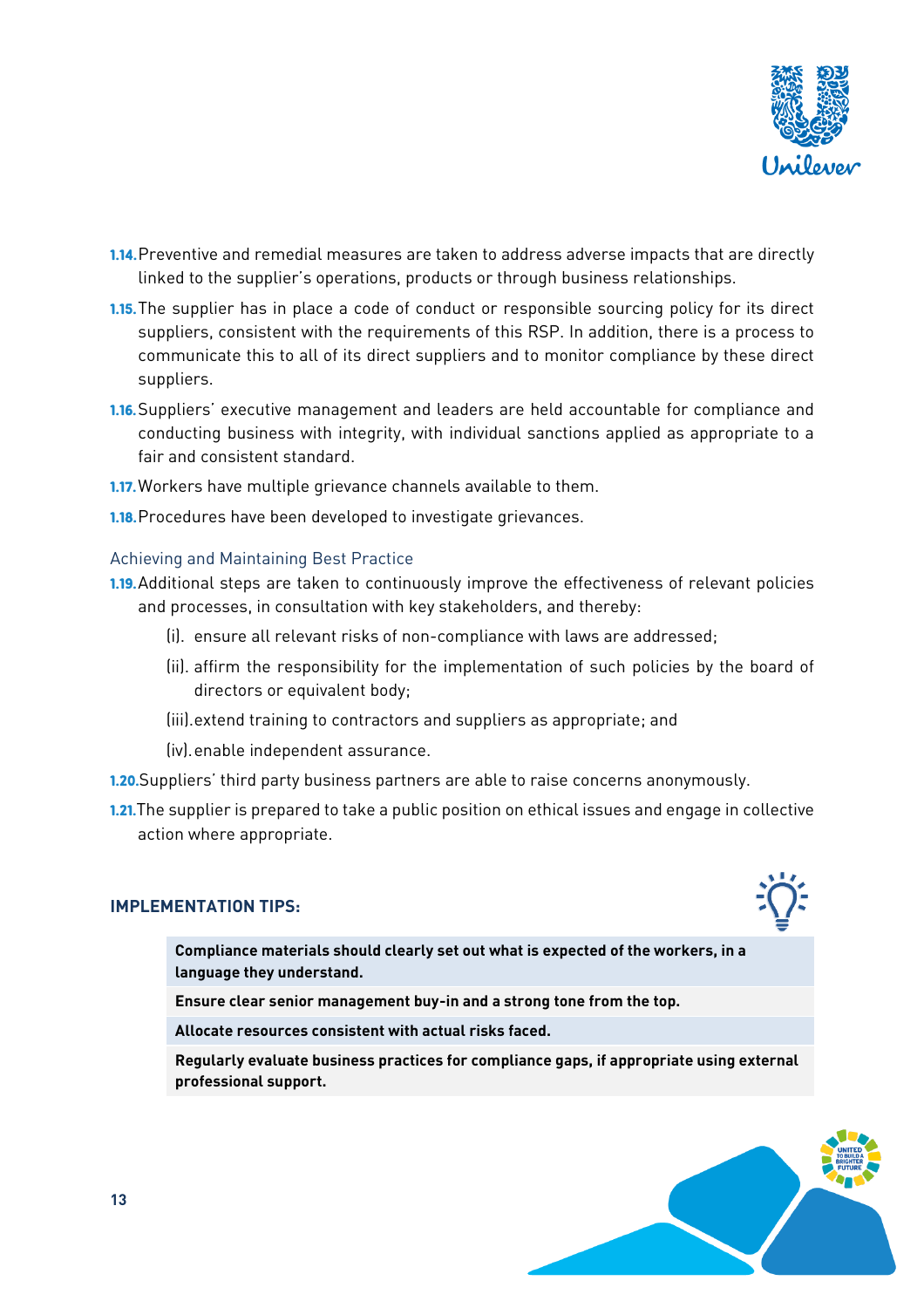**1.14.** Preventive and remedial measures are taken to address adverse impacts that are directly linked to the supplier's operations, products or through business relationships.

**1.15.** The supplier has in place a code of conduct or responsible sourcing policy for its direct suppliers, consistent with the requirements of this RSP. In addition, there is a process to communicate this to all of its direct suppliers and to monitor compliance by these direct suppliers.

**1.16.** Suppliers' executive management and leaders are held accountable for compliance and conducting business with integrity, with individual sanctions applied as appropriate to a fair and consistent standard.

**1.17.** Workers have multiple grievance channels available to them.

**1.18.** Procedures have been developed to investigate grievances.

### Achieving and Maintaining Best Practice

**1.19.** Additional steps are taken to continuously improve the effectiveness of relevant policies and processes, in consultation with key stakeholders, and thereby:

(i). ensure all relevant risks of non-compliance with laws are addressed;

(ii). affirm the responsibility for the implementation of such policies by the board of directors or equivalent body;

(iii). extend training to contractors and suppliers as appropriate; and

(iv). enable independent assurance.

**1.20.** Suppliers' third party business partners are able to raise concerns anonymously.

**1.21.** The supplier is prepared to take a public position on ethical issues and engage in collective action where appropriate.

### IMPLEMENTATION TIPS:

**Compliance materials should clearly set out what is expected of the workers, in a language they understand.**

**Ensure clear senior management buy-in and a strong tone from the top.**

**Allocate resources consistent with actual risks faced.**

**Regularly evaluate business practices for compliance gaps, if appropriate using external professional support.**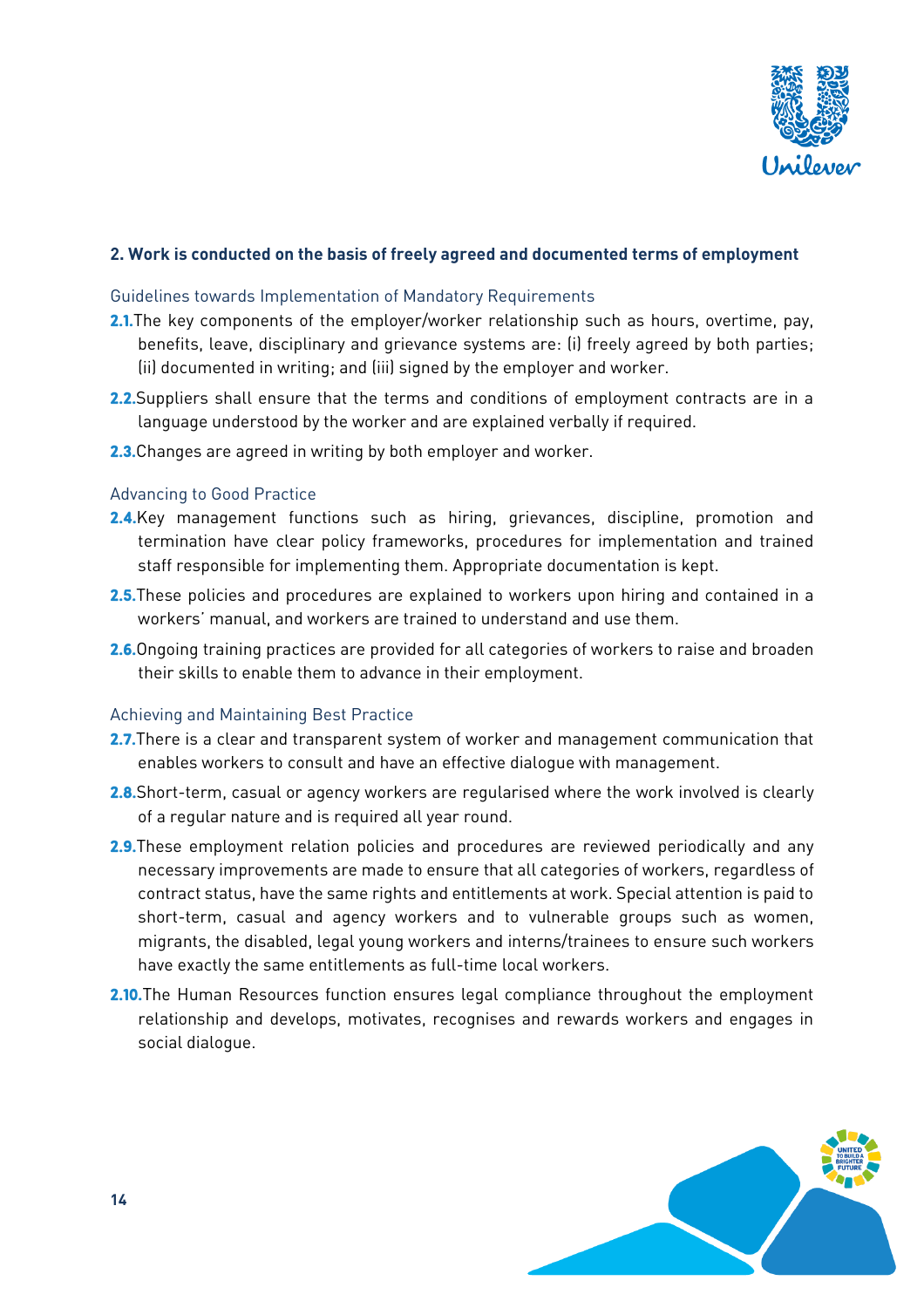## 2. Work is conducted on the basis of freely agreed and documented terms of employment

### Guidelines towards Implementation of Mandatory Requirements

**2.1.** The key components of the employer/worker relationship such as hours, overtime, pay, benefits, leave, disciplinary and grievance systems are: (i) freely agreed by both parties; (ii) documented in writing; and (iii) signed by the employer and worker.

**2.2.** Suppliers shall ensure that the terms and conditions of employment contracts are in a language understood by the worker and are explained verbally if required.

**2.3.** Changes are agreed in writing by both employer and worker.

### Advancing to Good Practice

**2.4.** Key management functions such as hiring, grievances, discipline, promotion and termination have clear policy frameworks, procedures for implementation and trained staff responsible for implementing them. Appropriate documentation is kept.

**2.5.** These policies and procedures are explained to workers upon hiring and contained in a workers' manual, and workers are trained to understand and use them.

**2.6.** Ongoing training practices are provided for all categories of workers to raise and broaden their skills to enable them to advance in their employment.

### Achieving and Maintaining Best Practice

**2.7.** There is a clear and transparent system of worker and management communication that enables workers to consult and have an effective dialogue with management.

**2.8.** Short-term, casual or agency workers are regularised where the work involved is clearly of a regular nature and is required all year round.

**2.9.** These employment relation policies and procedures are reviewed periodically and any necessary improvements are made to ensure that all categories of workers, regardless of contract status, have the same rights and entitlements at work. Special attention is paid to short-term, casual and agency workers and to vulnerable groups such as women, migrants, the disabled, legal young workers and interns/trainees to ensure such workers have exactly the same entitlements as full-time local workers.

**2.10.** The Human Resources function ensures legal compliance throughout the employment relationship and develops, motivates, recognises and rewards workers and engages in social dialogue.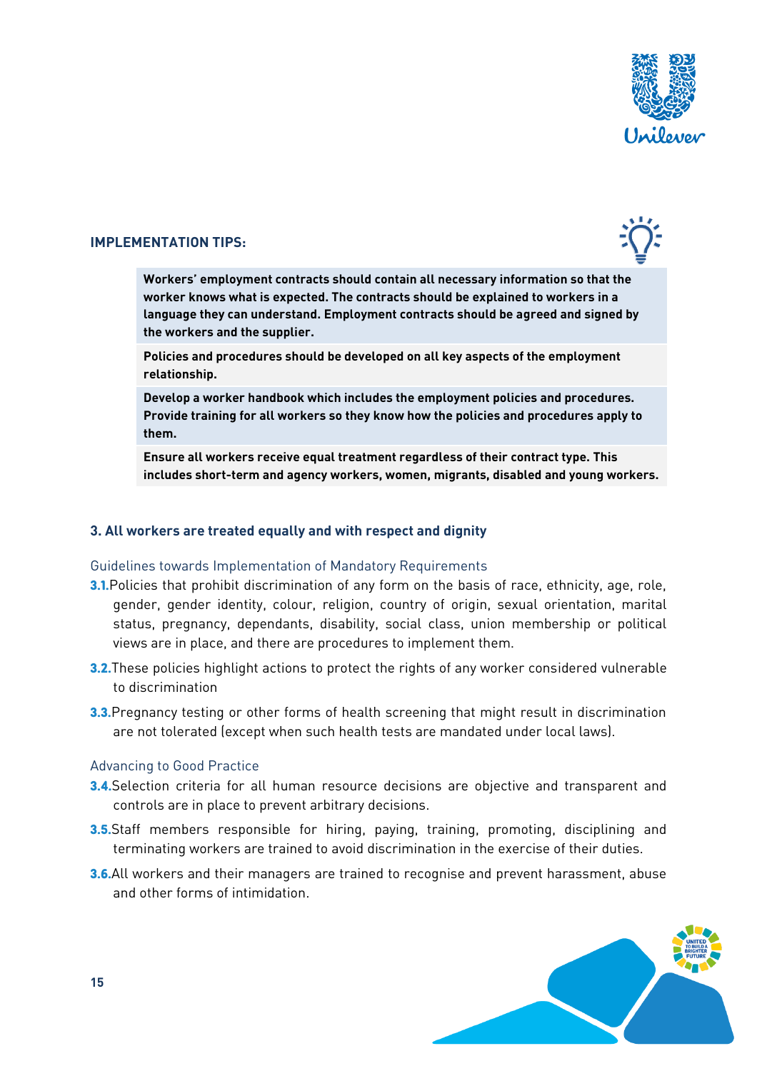**IMPLEMENTATION TIPS:**

> **Workers' employment contracts should contain all necessary information so that the worker knows what is expected. The contracts should be explained to workers in a language they can understand. Employment contracts should be agreed and signed by the workers and the supplier.**
>
> **Policies and procedures should be developed on all key aspects of the employment relationship.**
>
> **Develop a worker handbook which includes the employment policies and procedures. Provide training for all workers so they know how the policies and procedures apply to them.**
>
> **Ensure all workers receive equal treatment regardless of their contract type. This includes short-term and agency workers, women, migrants, disabled and young workers.**

### 3. All workers are treated equally and with respect and dignity

#### Guidelines towards Implementation of Mandatory Requirements

**3.1.** Policies that prohibit discrimination of any form on the basis of race, ethnicity, age, role, gender, gender identity, colour, religion, country of origin, sexual orientation, marital status, pregnancy, dependants, disability, social class, union membership or political views are in place, and there are procedures to implement them.

**3.2.** These policies highlight actions to protect the rights of any worker considered vulnerable to discrimination

**3.3.** Pregnancy testing or other forms of health screening that might result in discrimination are not tolerated (except when such health tests are mandated under local laws).

#### Advancing to Good Practice

**3.4.** Selection criteria for all human resource decisions are objective and transparent and controls are in place to prevent arbitrary decisions.

**3.5.** Staff members responsible for hiring, paying, training, promoting, disciplining and terminating workers are trained to avoid discrimination in the exercise of their duties.

**3.6.** All workers and their managers are trained to recognise and prevent harassment, abuse and other forms of intimidation.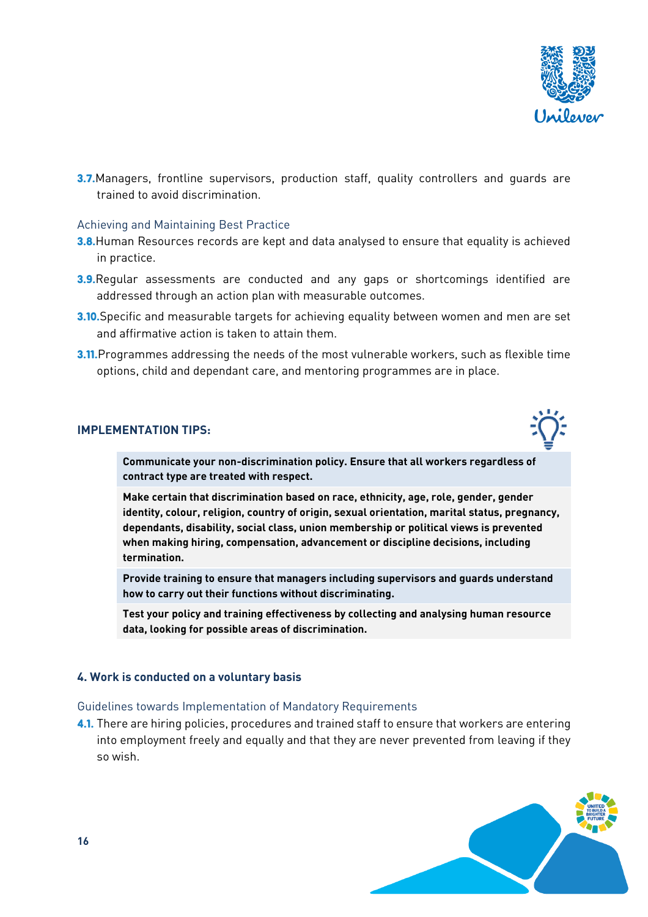**3.7.** Managers, frontline supervisors, production staff, quality controllers and guards are trained to avoid discrimination.

### Achieving and Maintaining Best Practice

**3.8.** Human Resources records are kept and data analysed to ensure that equality is achieved in practice.

**3.9.** Regular assessments are conducted and any gaps or shortcomings identified are addressed through an action plan with measurable outcomes.

**3.10.** Specific and measurable targets for achieving equality between women and men are set and affirmative action is taken to attain them.

**3.11.** Programmes addressing the needs of the most vulnerable workers, such as flexible time options, child and dependant care, and mentoring programmes are in place.

### IMPLEMENTATION TIPS:

**Communicate your non-discrimination policy. Ensure that all workers regardless of contract type are treated with respect.**

**Make certain that discrimination based on race, ethnicity, age, role, gender, gender identity, colour, religion, country of origin, sexual orientation, marital status, pregnancy, dependants, disability, social class, union membership or political views is prevented when making hiring, compensation, advancement or discipline decisions, including termination.**

**Provide training to ensure that managers including supervisors and guards understand how to carry out their functions without discriminating.**

**Test your policy and training effectiveness by collecting and analysing human resource data, looking for possible areas of discrimination.**

## 4. Work is conducted on a voluntary basis

### Guidelines towards Implementation of Mandatory Requirements

**4.1.** There are hiring policies, procedures and trained staff to ensure that workers are entering into employment freely and equally and that they are never prevented from leaving if they so wish.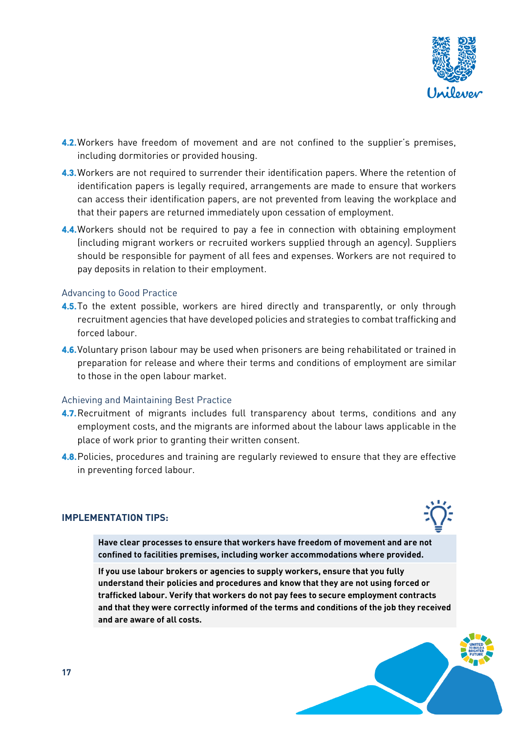**4.2.** Workers have freedom of movement and are not confined to the supplier's premises, including dormitories or provided housing.

**4.3.** Workers are not required to surrender their identification papers. Where the retention of identification papers is legally required, arrangements are made to ensure that workers can access their identification papers, are not prevented from leaving the workplace and that their papers are returned immediately upon cessation of employment.

**4.4.** Workers should not be required to pay a fee in connection with obtaining employment (including migrant workers or recruited workers supplied through an agency). Suppliers should be responsible for payment of all fees and expenses. Workers are not required to pay deposits in relation to their employment.

### Advancing to Good Practice

**4.5.** To the extent possible, workers are hired directly and transparently, or only through recruitment agencies that have developed policies and strategies to combat trafficking and forced labour.

**4.6.** Voluntary prison labour may be used when prisoners are being rehabilitated or trained in preparation for release and where their terms and conditions of employment are similar to those in the open labour market.

### Achieving and Maintaining Best Practice

**4.7.** Recruitment of migrants includes full transparency about terms, conditions and any employment costs, and the migrants are informed about the labour laws applicable in the place of work prior to granting their written consent.

**4.8.** Policies, procedures and training are regularly reviewed to ensure that they are effective in preventing forced labour.

### IMPLEMENTATION TIPS:

**Have clear processes to ensure that workers have freedom of movement and are not confined to facilities premises, including worker accommodations where provided.**

**If you use labour brokers or agencies to supply workers, ensure that you fully understand their policies and procedures and know that they are not using forced or trafficked labour. Verify that workers do not pay fees to secure employment contracts and that they were correctly informed of the terms and conditions of the job they received and are aware of all costs.**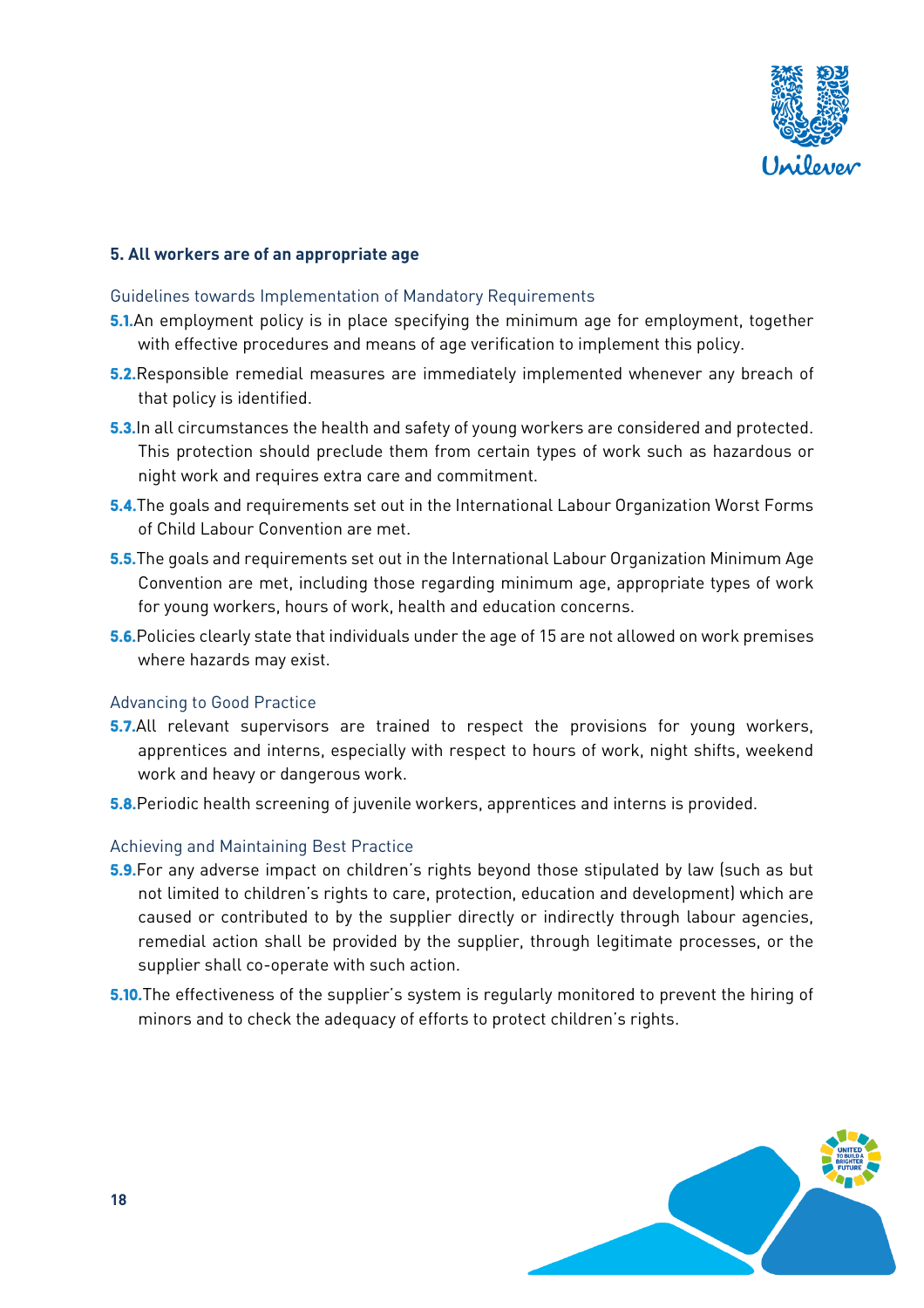### 5. All workers are of an appropriate age

#### Guidelines towards Implementation of Mandatory Requirements

**5.1.** An employment policy is in place specifying the minimum age for employment, together with effective procedures and means of age verification to implement this policy.

**5.2.** Responsible remedial measures are immediately implemented whenever any breach of that policy is identified.

**5.3.** In all circumstances the health and safety of young workers are considered and protected. This protection should preclude them from certain types of work such as hazardous or night work and requires extra care and commitment.

**5.4.** The goals and requirements set out in the International Labour Organization Worst Forms of Child Labour Convention are met.

**5.5.** The goals and requirements set out in the International Labour Organization Minimum Age Convention are met, including those regarding minimum age, appropriate types of work for young workers, hours of work, health and education concerns.

**5.6.** Policies clearly state that individuals under the age of 15 are not allowed on work premises where hazards may exist.

#### Advancing to Good Practice

**5.7.** All relevant supervisors are trained to respect the provisions for young workers, apprentices and interns, especially with respect to hours of work, night shifts, weekend work and heavy or dangerous work.

**5.8.** Periodic health screening of juvenile workers, apprentices and interns is provided.

#### Achieving and Maintaining Best Practice

**5.9.** For any adverse impact on children's rights beyond those stipulated by law (such as but not limited to children's rights to care, protection, education and development) which are caused or contributed to by the supplier directly or indirectly through labour agencies, remedial action shall be provided by the supplier, through legitimate processes, or the supplier shall co-operate with such action.

**5.10.** The effectiveness of the supplier's system is regularly monitored to prevent the hiring of minors and to check the adequacy of efforts to protect children's rights.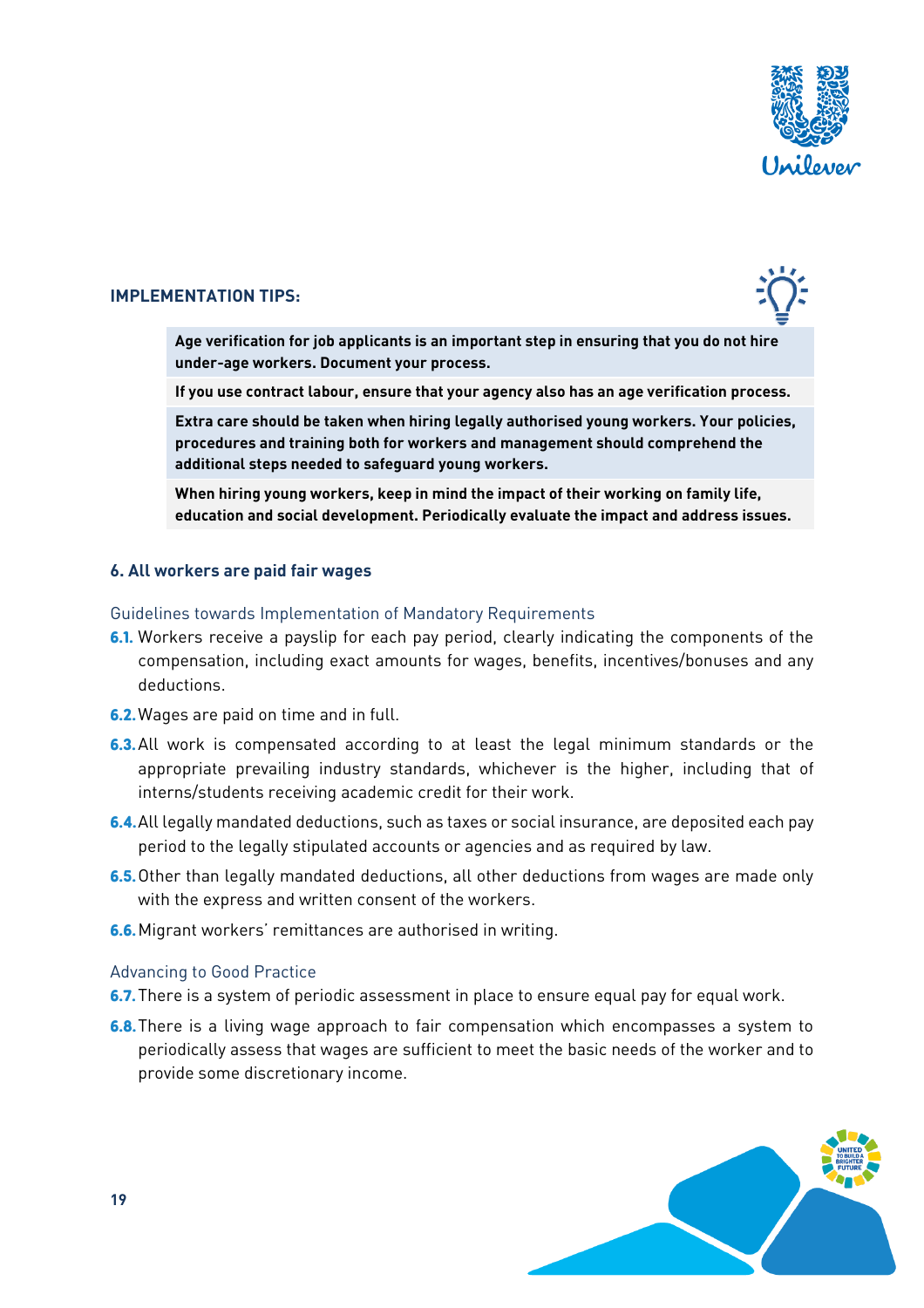**IMPLEMENTATION TIPS:**

> **Age verification for job applicants is an important step in ensuring that you do not hire under-age workers. Document your process.**
>
> **If you use contract labour, ensure that your agency also has an age verification process.**
>
> **Extra care should be taken when hiring legally authorised young workers. Your policies, procedures and training both for workers and management should comprehend the additional steps needed to safeguard young workers.**
>
> **When hiring young workers, keep in mind the impact of their working on family life, education and social development. Periodically evaluate the impact and address issues.**

### 6. All workers are paid fair wages

#### Guidelines towards Implementation of Mandatory Requirements

**6.1.** Workers receive a payslip for each pay period, clearly indicating the components of the compensation, including exact amounts for wages, benefits, incentives/bonuses and any deductions.

**6.2.** Wages are paid on time and in full.

**6.3.** All work is compensated according to at least the legal minimum standards or the appropriate prevailing industry standards, whichever is the higher, including that of interns/students receiving academic credit for their work.

**6.4.** All legally mandated deductions, such as taxes or social insurance, are deposited each pay period to the legally stipulated accounts or agencies and as required by law.

**6.5.** Other than legally mandated deductions, all other deductions from wages are made only with the express and written consent of the workers.

**6.6.** Migrant workers' remittances are authorised in writing.

#### Advancing to Good Practice

**6.7.** There is a system of periodic assessment in place to ensure equal pay for equal work.

**6.8.** There is a living wage approach to fair compensation which encompasses a system to periodically assess that wages are sufficient to meet the basic needs of the worker and to provide some discretionary income.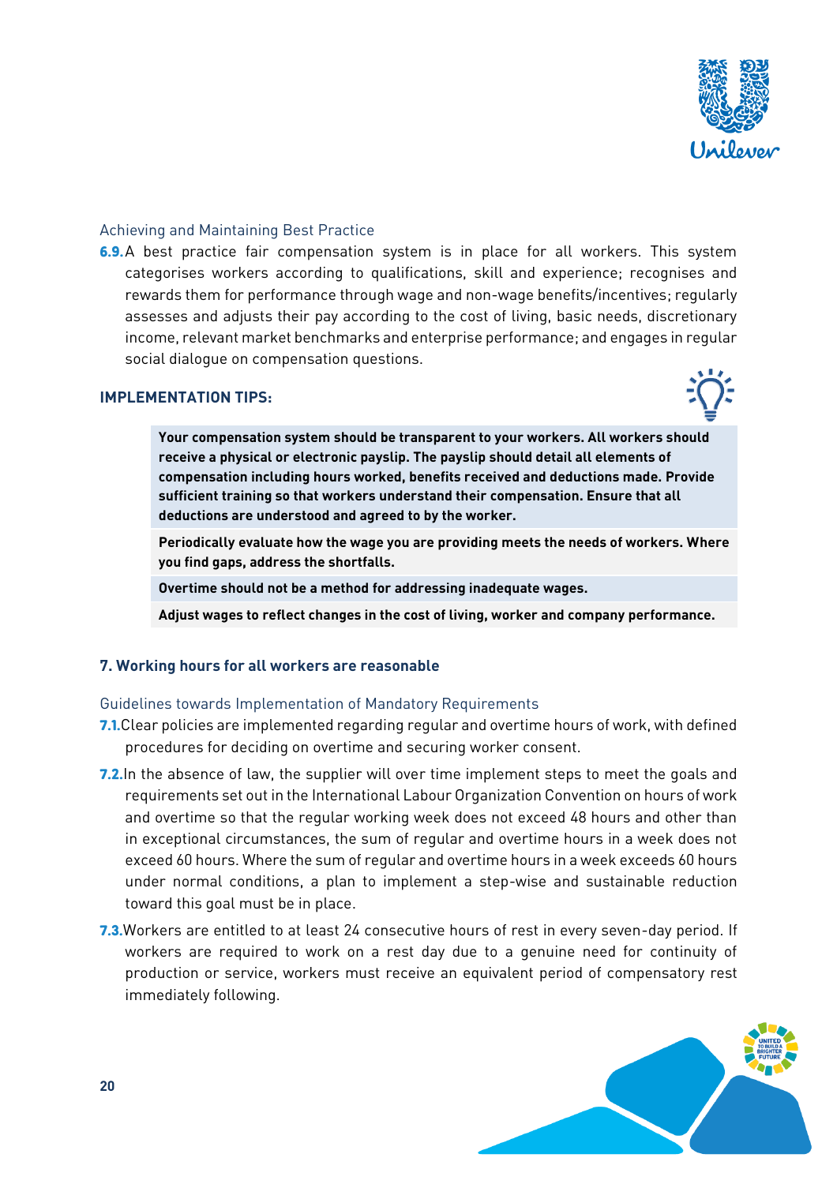### Achieving and Maintaining Best Practice

**6.9.** A best practice fair compensation system is in place for all workers. This system categorises workers according to qualifications, skill and experience; recognises and rewards them for performance through wage and non-wage benefits/incentives; regularly assesses and adjusts their pay according to the cost of living, basic needs, discretionary income, relevant market benchmarks and enterprise performance; and engages in regular social dialogue on compensation questions.

**IMPLEMENTATION TIPS:**

**Your compensation system should be transparent to your workers. All workers should receive a physical or electronic payslip. The payslip should detail all elements of compensation including hours worked, benefits received and deductions made. Provide sufficient training so that workers understand their compensation. Ensure that all deductions are understood and agreed to by the worker.**

**Periodically evaluate how the wage you are providing meets the needs of workers. Where you find gaps, address the shortfalls.**

**Overtime should not be a method for addressing inadequate wages.**

**Adjust wages to reflect changes in the cost of living, worker and company performance.**

## 7. Working hours for all workers are reasonable

### Guidelines towards Implementation of Mandatory Requirements

**7.1.** Clear policies are implemented regarding regular and overtime hours of work, with defined procedures for deciding on overtime and securing worker consent.

**7.2.** In the absence of law, the supplier will over time implement steps to meet the goals and requirements set out in the International Labour Organization Convention on hours of work and overtime so that the regular working week does not exceed 48 hours and other than in exceptional circumstances, the sum of regular and overtime hours in a week does not exceed 60 hours. Where the sum of regular and overtime hours in a week exceeds 60 hours under normal conditions, a plan to implement a step-wise and sustainable reduction toward this goal must be in place.

**7.3.** Workers are entitled to at least 24 consecutive hours of rest in every seven-day period. If workers are required to work on a rest day due to a genuine need for continuity of production or service, workers must receive an equivalent period of compensatory rest immediately following.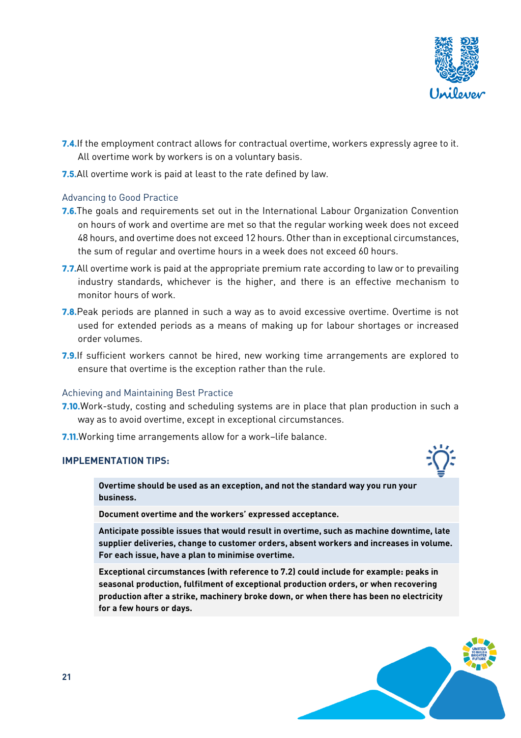**7.4.** If the employment contract allows for contractual overtime, workers expressly agree to it. All overtime work by workers is on a voluntary basis.

**7.5.** All overtime work is paid at least to the rate defined by law.

### Advancing to Good Practice

**7.6.** The goals and requirements set out in the International Labour Organization Convention on hours of work and overtime are met so that the regular working week does not exceed 48 hours, and overtime does not exceed 12 hours. Other than in exceptional circumstances, the sum of regular and overtime hours in a week does not exceed 60 hours.

**7.7.** All overtime work is paid at the appropriate premium rate according to law or to prevailing industry standards, whichever is the higher, and there is an effective mechanism to monitor hours of work.

**7.8.** Peak periods are planned in such a way as to avoid excessive overtime. Overtime is not used for extended periods as a means of making up for labour shortages or increased order volumes.

**7.9.** If sufficient workers cannot be hired, new working time arrangements are explored to ensure that overtime is the exception rather than the rule.

### Achieving and Maintaining Best Practice

**7.10.** Work-study, costing and scheduling systems are in place that plan production in such a way as to avoid overtime, except in exceptional circumstances.

**7.11.** Working time arrangements allow for a work–life balance.

### IMPLEMENTATION TIPS:

**Overtime should be used as an exception, and not the standard way you run your business.**

**Document overtime and the workers' expressed acceptance.**

**Anticipate possible issues that would result in overtime, such as machine downtime, late supplier deliveries, change to customer orders, absent workers and increases in volume. For each issue, have a plan to minimise overtime.**

**Exceptional circumstances (with reference to 7.2) could include for example: peaks in seasonal production, fulfilment of exceptional production orders, or when recovering production after a strike, machinery broke down, or when there has been no electricity for a few hours or days.**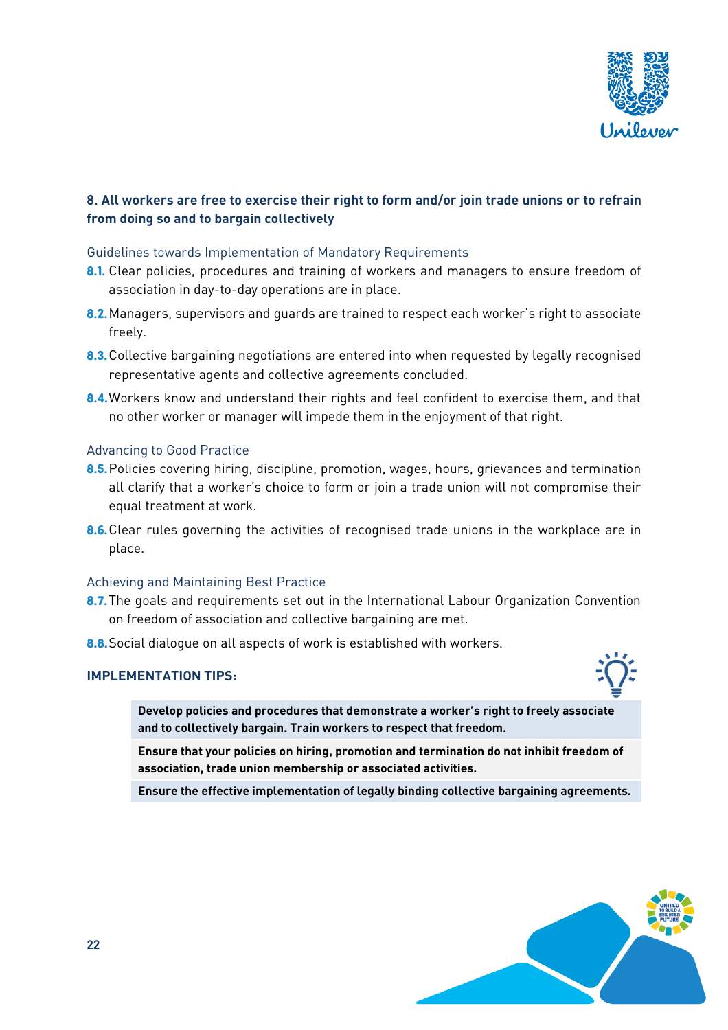## 8. All workers are free to exercise their right to form and/or join trade unions or to refrain from doing so and to bargain collectively

### Guidelines towards Implementation of Mandatory Requirements

**8.1.** Clear policies, procedures and training of workers and managers to ensure freedom of association in day-to-day operations are in place.

**8.2.** Managers, supervisors and guards are trained to respect each worker's right to associate freely.

**8.3.** Collective bargaining negotiations are entered into when requested by legally recognised representative agents and collective agreements concluded.

**8.4.** Workers know and understand their rights and feel confident to exercise them, and that no other worker or manager will impede them in the enjoyment of that right.

### Advancing to Good Practice

**8.5.** Policies covering hiring, discipline, promotion, wages, hours, grievances and termination all clarify that a worker's choice to form or join a trade union will not compromise their equal treatment at work.

**8.6.** Clear rules governing the activities of recognised trade unions in the workplace are in place.

### Achieving and Maintaining Best Practice

**8.7.** The goals and requirements set out in the International Labour Organization Convention on freedom of association and collective bargaining are met.

**8.8.** Social dialogue on all aspects of work is established with workers.

### IMPLEMENTATION TIPS:

**Develop policies and procedures that demonstrate a worker's right to freely associate and to collectively bargain. Train workers to respect that freedom.**

**Ensure that your policies on hiring, promotion and termination do not inhibit freedom of association, trade union membership or associated activities.**

**Ensure the effective implementation of legally binding collective bargaining agreements.**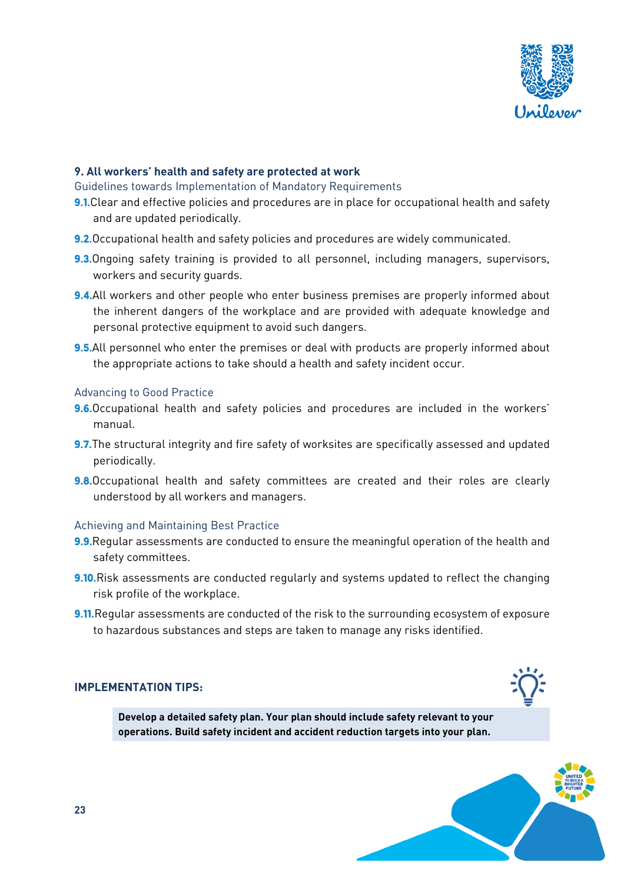### 9. All workers' health and safety are protected at work

Guidelines towards Implementation of Mandatory Requirements

**9.1.** Clear and effective policies and procedures are in place for occupational health and safety and are updated periodically.

**9.2.** Occupational health and safety policies and procedures are widely communicated.

**9.3.** Ongoing safety training is provided to all personnel, including managers, supervisors, workers and security guards.

**9.4.** All workers and other people who enter business premises are properly informed about the inherent dangers of the workplace and are provided with adequate knowledge and personal protective equipment to avoid such dangers.

**9.5.** All personnel who enter the premises or deal with products are properly informed about the appropriate actions to take should a health and safety incident occur.

Advancing to Good Practice

**9.6.** Occupational health and safety policies and procedures are included in the workers' manual.

**9.7.** The structural integrity and fire safety of worksites are specifically assessed and updated periodically.

**9.8.** Occupational health and safety committees are created and their roles are clearly understood by all workers and managers.

Achieving and Maintaining Best Practice

**9.9.** Regular assessments are conducted to ensure the meaningful operation of the health and safety committees.

**9.10.** Risk assessments are conducted regularly and systems updated to reflect the changing risk profile of the workplace.

**9.11.** Regular assessments are conducted of the risk to the surrounding ecosystem of exposure to hazardous substances and steps are taken to manage any risks identified.

**IMPLEMENTATION TIPS:**

**Develop a detailed safety plan. Your plan should include safety relevant to your operations. Build safety incident and accident reduction targets into your plan.**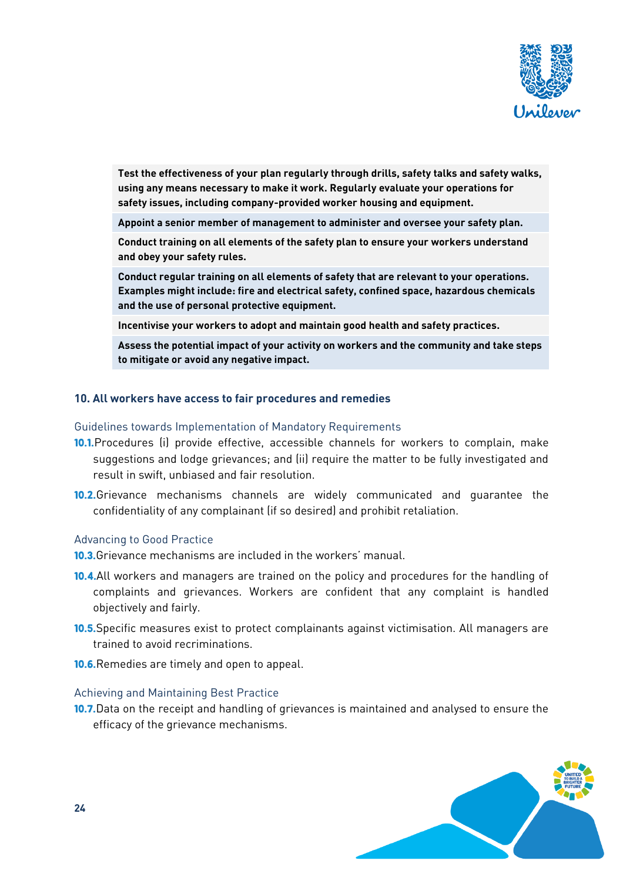| |
|---|
| **Test the effectiveness of your plan regularly through drills, safety talks and safety walks, using any means necessary to make it work. Regularly evaluate your operations for safety issues, including company-provided worker housing and equipment.** |
| **Appoint a senior member of management to administer and oversee your safety plan.** |
| **Conduct training on all elements of the safety plan to ensure your workers understand and obey your safety rules.** |
| **Conduct regular training on all elements of safety that are relevant to your operations. Examples might include: fire and electrical safety, confined space, hazardous chemicals and the use of personal protective equipment.** |
| **Incentivise your workers to adopt and maintain good health and safety practices.** |
| **Assess the potential impact of your activity on workers and the community and take steps to mitigate or avoid any negative impact.** |

### 10. All workers have access to fair procedures and remedies

#### Guidelines towards Implementation of Mandatory Requirements

**10.1.** Procedures (i) provide effective, accessible channels for workers to complain, make suggestions and lodge grievances; and (ii) require the matter to be fully investigated and result in swift, unbiased and fair resolution.

**10.2.** Grievance mechanisms channels are widely communicated and guarantee the confidentiality of any complainant (if so desired) and prohibit retaliation.

#### Advancing to Good Practice

**10.3.** Grievance mechanisms are included in the workers' manual.

**10.4.** All workers and managers are trained on the policy and procedures for the handling of complaints and grievances. Workers are confident that any complaint is handled objectively and fairly.

**10.5.** Specific measures exist to protect complainants against victimisation. All managers are trained to avoid recriminations.

**10.6.** Remedies are timely and open to appeal.

#### Achieving and Maintaining Best Practice

**10.7.** Data on the receipt and handling of grievances is maintained and analysed to ensure the efficacy of the grievance mechanisms.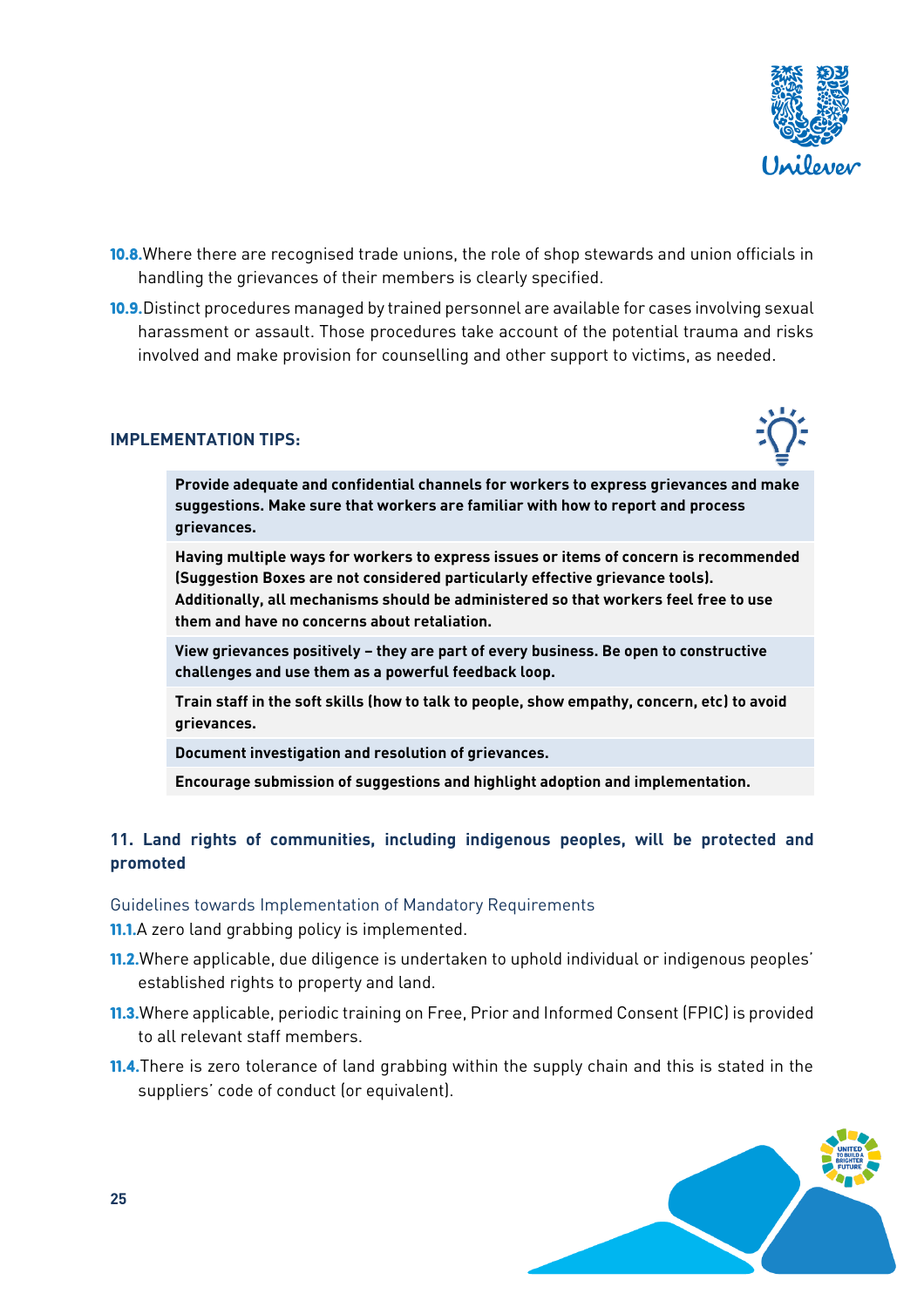**10.8.** Where there are recognised trade unions, the role of shop stewards and union officials in handling the grievances of their members is clearly specified.

**10.9.** Distinct procedures managed by trained personnel are available for cases involving sexual harassment or assault. Those procedures take account of the potential trauma and risks involved and make provision for counselling and other support to victims, as needed.

### IMPLEMENTATION TIPS:

| |
|---|
| **Provide adequate and confidential channels for workers to express grievances and make suggestions. Make sure that workers are familiar with how to report and process grievances.** |
| **Having multiple ways for workers to express issues or items of concern is recommended (Suggestion Boxes are not considered particularly effective grievance tools). Additionally, all mechanisms should be administered so that workers feel free to use them and have no concerns about retaliation.** |
| **View grievances positively – they are part of every business. Be open to constructive challenges and use them as a powerful feedback loop.** |
| **Train staff in the soft skills (how to talk to people, show empathy, concern, etc) to avoid grievances.** |
| **Document investigation and resolution of grievances.** |
| **Encourage submission of suggestions and highlight adoption and implementation.** |

## 11. Land rights of communities, including indigenous peoples, will be protected and promoted

Guidelines towards Implementation of Mandatory Requirements

**11.1.** A zero land grabbing policy is implemented.

**11.2.** Where applicable, due diligence is undertaken to uphold individual or indigenous peoples' established rights to property and land.

**11.3.** Where applicable, periodic training on Free, Prior and Informed Consent (FPIC) is provided to all relevant staff members.

**11.4.** There is zero tolerance of land grabbing within the supply chain and this is stated in the suppliers' code of conduct (or equivalent).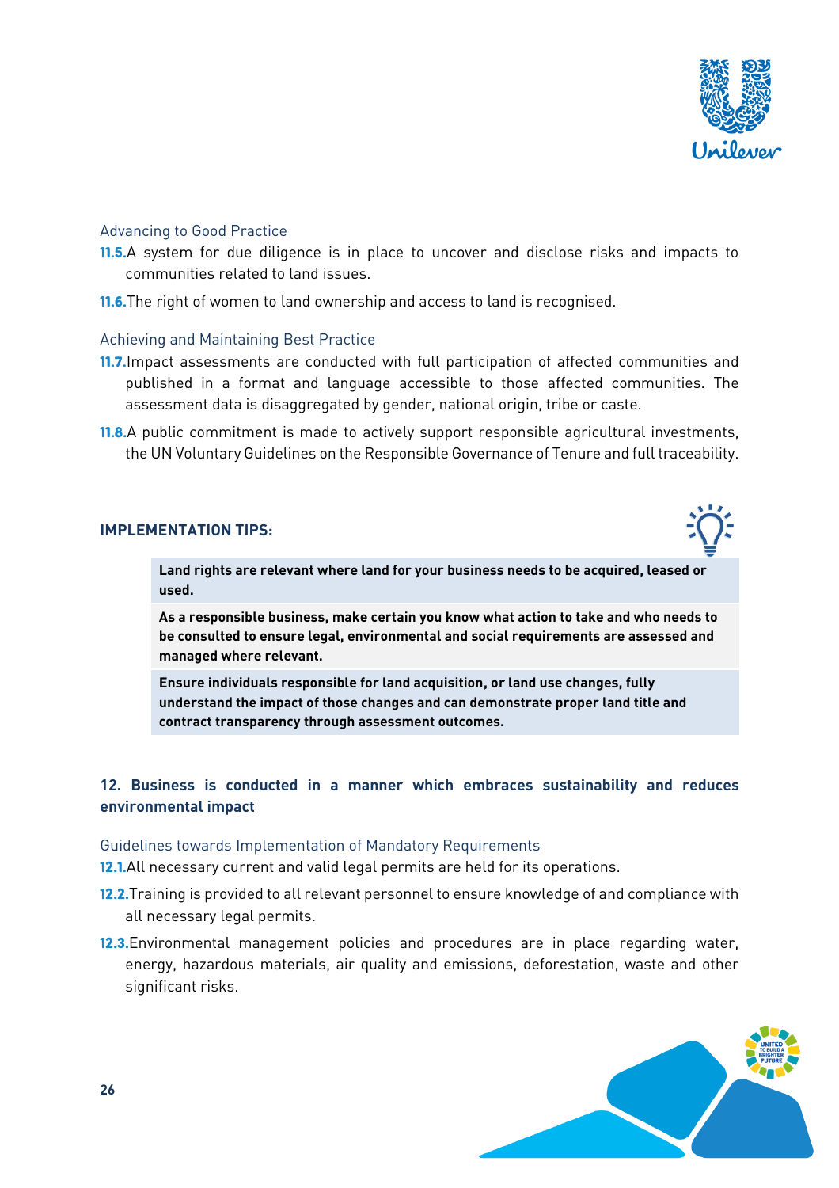### Advancing to Good Practice

**11.5.** A system for due diligence is in place to uncover and disclose risks and impacts to communities related to land issues.

**11.6.** The right of women to land ownership and access to land is recognised.

### Achieving and Maintaining Best Practice

**11.7.** Impact assessments are conducted with full participation of affected communities and published in a format and language accessible to those affected communities. The assessment data is disaggregated by gender, national origin, tribe or caste.

**11.8.** A public commitment is made to actively support responsible agricultural investments, the UN Voluntary Guidelines on the Responsible Governance of Tenure and full traceability.

**IMPLEMENTATION TIPS:**

**Land rights are relevant where land for your business needs to be acquired, leased or used.**

**As a responsible business, make certain you know what action to take and who needs to be consulted to ensure legal, environmental and social requirements are assessed and managed where relevant.**

**Ensure individuals responsible for land acquisition, or land use changes, fully understand the impact of those changes and can demonstrate proper land title and contract transparency through assessment outcomes.**

## 12. Business is conducted in a manner which embraces sustainability and reduces environmental impact

### Guidelines towards Implementation of Mandatory Requirements

**12.1.** All necessary current and valid legal permits are held for its operations.

**12.2.** Training is provided to all relevant personnel to ensure knowledge of and compliance with all necessary legal permits.

**12.3.** Environmental management policies and procedures are in place regarding water, energy, hazardous materials, air quality and emissions, deforestation, waste and other significant risks.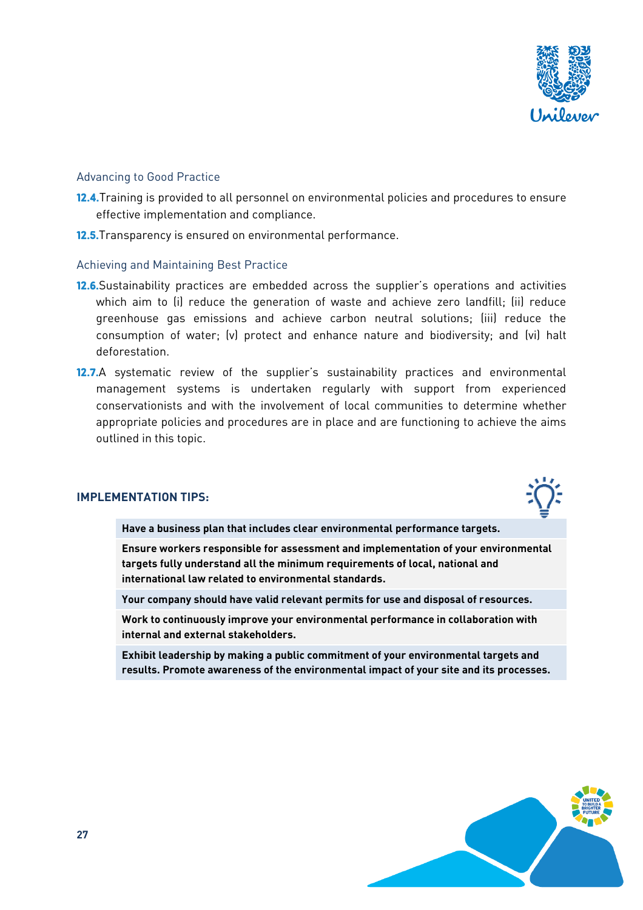### Advancing to Good Practice

**12.4.** Training is provided to all personnel on environmental policies and procedures to ensure effective implementation and compliance.

**12.5.** Transparency is ensured on environmental performance.

### Achieving and Maintaining Best Practice

**12.6.** Sustainability practices are embedded across the supplier's operations and activities which aim to (i) reduce the generation of waste and achieve zero landfill; (ii) reduce greenhouse gas emissions and achieve carbon neutral solutions; (iii) reduce the consumption of water; (v) protect and enhance nature and biodiversity; and (vi) halt deforestation.

**12.7.** A systematic review of the supplier's sustainability practices and environmental management systems is undertaken regularly with support from experienced conservationists and with the involvement of local communities to determine whether appropriate policies and procedures are in place and are functioning to achieve the aims outlined in this topic.

**IMPLEMENTATION TIPS:**

**Have a business plan that includes clear environmental performance targets.**

**Ensure workers responsible for assessment and implementation of your environmental targets fully understand all the minimum requirements of local, national and international law related to environmental standards.**

**Your company should have valid relevant permits for use and disposal of resources.**

**Work to continuously improve your environmental performance in collaboration with internal and external stakeholders.**

**Exhibit leadership by making a public commitment of your environmental targets and results. Promote awareness of the environmental impact of your site and its processes.**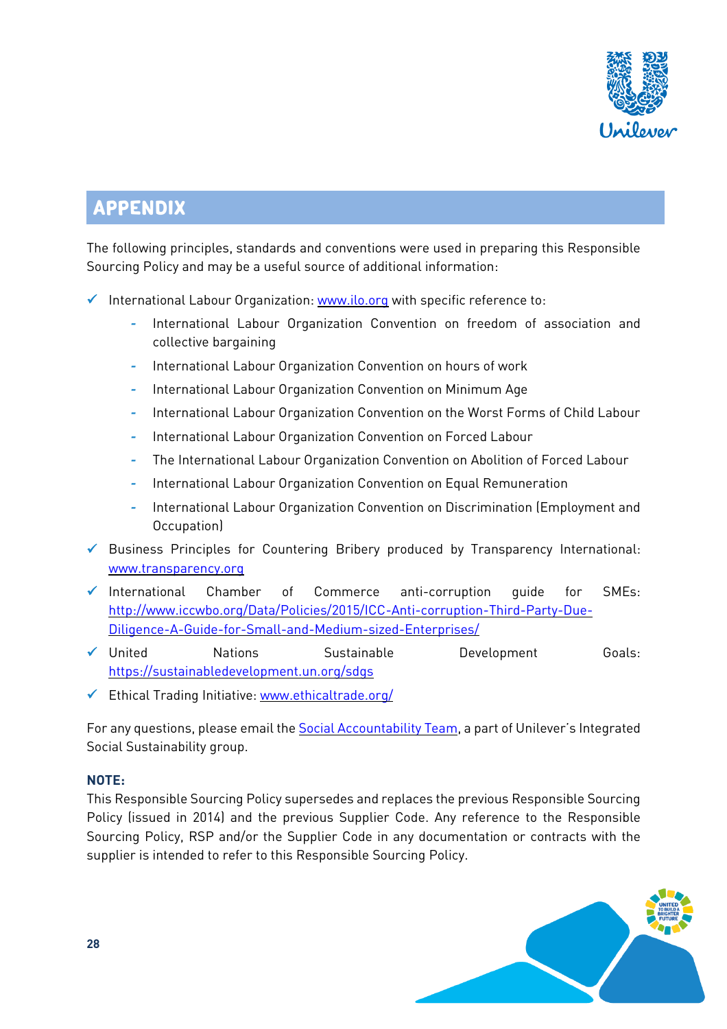# APPENDIX

The following principles, standards and conventions were used in preparing this Responsible Sourcing Policy and may be a useful source of additional information:

- ✓ International Labour Organization: www.ilo.org with specific reference to:
  - International Labour Organization Convention on freedom of association and collective bargaining
  - International Labour Organization Convention on hours of work
  - International Labour Organization Convention on Minimum Age
  - International Labour Organization Convention on the Worst Forms of Child Labour
  - International Labour Organization Convention on Forced Labour
  - The International Labour Organization Convention on Abolition of Forced Labour
  - International Labour Organization Convention on Equal Remuneration
  - International Labour Organization Convention on Discrimination (Employment and Occupation)
- ✓ Business Principles for Countering Bribery produced by Transparency International: www.transparency.org
- ✓ International Chamber of Commerce anti-corruption guide for SMEs: http://www.iccwbo.org/Data/Policies/2015/ICC-Anti-corruption-Third-Party-Due-Diligence-A-Guide-for-Small-and-Medium-sized-Enterprises/
- ✓ United Nations Sustainable Development Goals: https://sustainabledevelopment.un.org/sdgs
- ✓ Ethical Trading Initiative: www.ethicaltrade.org/

For any questions, please email the Social Accountability Team, a part of Unilever's Integrated Social Sustainability group.

**NOTE:**

This Responsible Sourcing Policy supersedes and replaces the previous Responsible Sourcing Policy (issued in 2014) and the previous Supplier Code. Any reference to the Responsible Sourcing Policy, RSP and/or the Supplier Code in any documentation or contracts with the supplier is intended to refer to this Responsible Sourcing Policy.